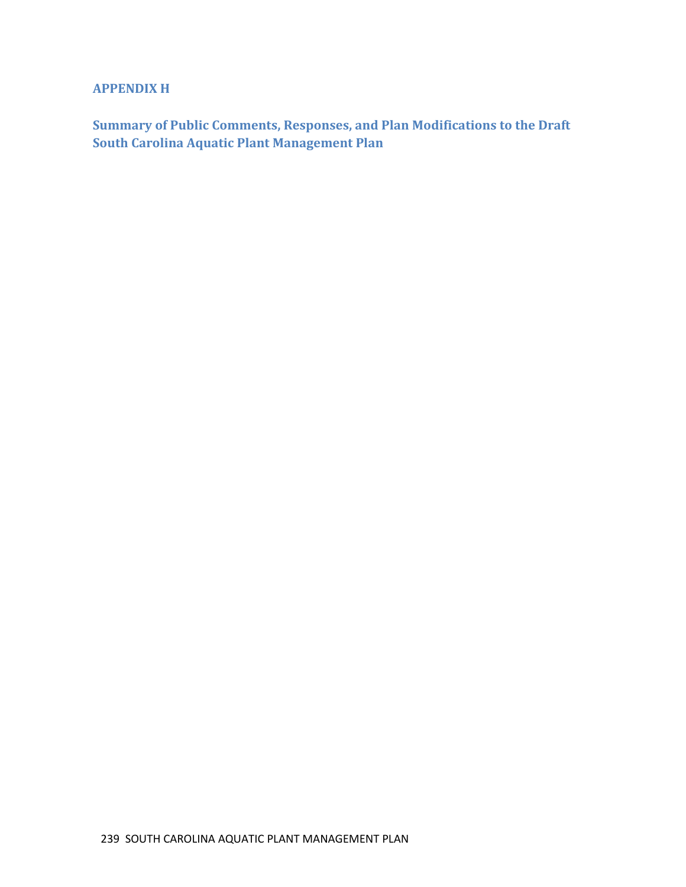# APPENDIX H

## Summary of Public Comments, Responses, and Plan Modifications to the Draft South Carolina Aquatic Plant Management Plan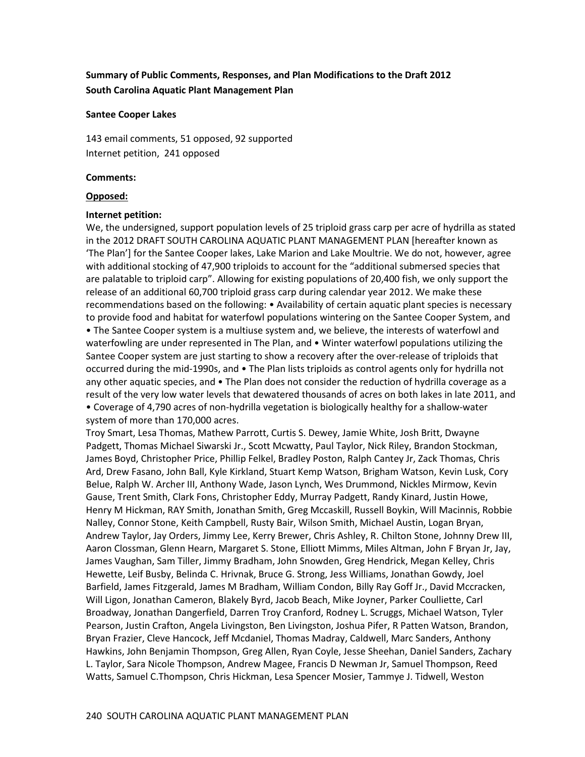**Summary of Public Comments, Responses, and Plan Modifications to the Draft 2012 South Carolina Aquatic Plant Management Plan**

**Santee Cooper Lakes**

143 email comments, 51 opposed, 92 supported
Internet petition, 241 opposed

**Comments:**

**Opposed:**

**Internet petition:**
We, the undersigned, support population levels of 25 triploid grass carp per acre of hydrilla as stated in the 2012 DRAFT SOUTH CAROLINA AQUATIC PLANT MANAGEMENT PLAN [hereafter known as 'The Plan'] for the Santee Cooper lakes, Lake Marion and Lake Moultrie. We do not, however, agree with additional stocking of 47,900 triploids to account for the "additional submersed species that are palatable to triploid carp". Allowing for existing populations of 20,400 fish, we only support the release of an additional 60,700 triploid grass carp during calendar year 2012. We make these recommendations based on the following: • Availability of certain aquatic plant species is necessary to provide food and habitat for waterfowl populations wintering on the Santee Cooper System, and • The Santee Cooper system is a multiuse system and, we believe, the interests of waterfowl and waterfowling are under represented in The Plan, and • Winter waterfowl populations utilizing the Santee Cooper system are just starting to show a recovery after the over-release of triploids that occurred during the mid-1990s, and • The Plan lists triploids as control agents only for hydrilla not any other aquatic species, and • The Plan does not consider the reduction of hydrilla coverage as a result of the very low water levels that dewatered thousands of acres on both lakes in late 2011, and • Coverage of 4,790 acres of non-hydrilla vegetation is biologically healthy for a shallow-water system of more than 170,000 acres.
Troy Smart, Lesa Thomas, Mathew Parrott, Curtis S. Dewey, Jamie White, Josh Britt, Dwayne Padgett, Thomas Michael Siwarski Jr., Scott Mcwatty, Paul Taylor, Nick Riley, Brandon Stockman, James Boyd, Christopher Price, Phillip Felkel, Bradley Poston, Ralph Cantey Jr, Zack Thomas, Chris Ard, Drew Fasano, John Ball, Kyle Kirkland, Stuart Kemp Watson, Brigham Watson, Kevin Lusk, Cory Belue, Ralph W. Archer III, Anthony Wade, Jason Lynch, Wes Drummond, Nickles Mirmow, Kevin Gause, Trent Smith, Clark Fons, Christopher Eddy, Murray Padgett, Randy Kinard, Justin Howe, Henry M Hickman, RAY Smith, Jonathan Smith, Greg Mccaskill, Russell Boykin, Will Macinnis, Robbie Nalley, Connor Stone, Keith Campbell, Rusty Bair, Wilson Smith, Michael Austin, Logan Bryan, Andrew Taylor, Jay Orders, Jimmy Lee, Kerry Brewer, Chris Ashley, R. Chilton Stone, Johnny Drew III, Aaron Clossman, Glenn Hearn, Margaret S. Stone, Elliott Mimms, Miles Altman, John F Bryan Jr, Jay, James Vaughan, Sam Tiller, Jimmy Bradham, John Snowden, Greg Hendrick, Megan Kelley, Chris Hewette, Leif Busby, Belinda C. Hrivnak, Bruce G. Strong, Jess Williams, Jonathan Gowdy, Joel Barfield, James Fitzgerald, James M Bradham, William Condon, Billy Ray Goff Jr., David Mccracken, Will Ligon, Jonathan Cameron, Blakely Byrd, Jacob Beach, Mike Joyner, Parker Coulliette, Carl Broadway, Jonathan Dangerfield, Darren Troy Cranford, Rodney L. Scruggs, Michael Watson, Tyler Pearson, Justin Crafton, Angela Livingston, Ben Livingston, Joshua Pifer, R Patten Watson, Brandon, Bryan Frazier, Cleve Hancock, Jeff Mcdaniel, Thomas Madray, Caldwell, Marc Sanders, Anthony Hawkins, John Benjamin Thompson, Greg Allen, Ryan Coyle, Jesse Sheehan, Daniel Sanders, Zachary L. Taylor, Sara Nicole Thompson, Andrew Magee, Francis D Newman Jr, Samuel Thompson, Reed Watts, Samuel C.Thompson, Chris Hickman, Lesa Spencer Mosier, Tammye J. Tidwell, Weston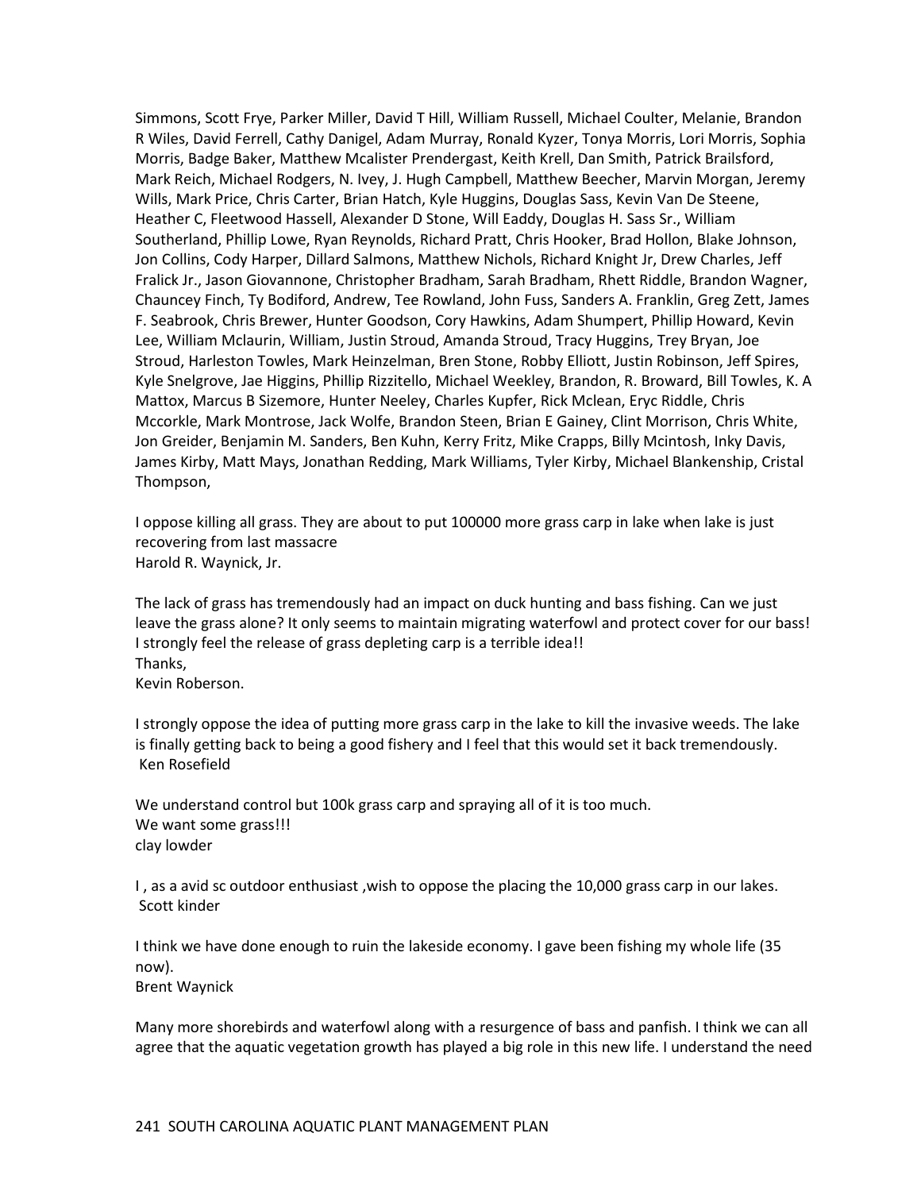Simmons, Scott Frye, Parker Miller, David T Hill, William Russell, Michael Coulter, Melanie, Brandon R Wiles, David Ferrell, Cathy Danigel, Adam Murray, Ronald Kyzer, Tonya Morris, Lori Morris, Sophia Morris, Badge Baker, Matthew Mcalister Prendergast, Keith Krell, Dan Smith, Patrick Brailsford, Mark Reich, Michael Rodgers, N. Ivey, J. Hugh Campbell, Matthew Beecher, Marvin Morgan, Jeremy Wills, Mark Price, Chris Carter, Brian Hatch, Kyle Huggins, Douglas Sass, Kevin Van De Steene, Heather C, Fleetwood Hassell, Alexander D Stone, Will Eaddy, Douglas H. Sass Sr., William Southerland, Phillip Lowe, Ryan Reynolds, Richard Pratt, Chris Hooker, Brad Hollon, Blake Johnson, Jon Collins, Cody Harper, Dillard Salmons, Matthew Nichols, Richard Knight Jr, Drew Charles, Jeff Fralick Jr., Jason Giovannone, Christopher Bradham, Sarah Bradham, Rhett Riddle, Brandon Wagner, Chauncey Finch, Ty Bodiford, Andrew, Tee Rowland, John Fuss, Sanders A. Franklin, Greg Zett, James F. Seabrook, Chris Brewer, Hunter Goodson, Cory Hawkins, Adam Shumpert, Phillip Howard, Kevin Lee, William Mclaurin, William, Justin Stroud, Amanda Stroud, Tracy Huggins, Trey Bryan, Joe Stroud, Harleston Towles, Mark Heinzelman, Bren Stone, Robby Elliott, Justin Robinson, Jeff Spires, Kyle Snelgrove, Jae Higgins, Phillip Rizzitello, Michael Weekley, Brandon, R. Broward, Bill Towles, K. A Mattox, Marcus B Sizemore, Hunter Neeley, Charles Kupfer, Rick Mclean, Eryc Riddle, Chris Mccorkle, Mark Montrose, Jack Wolfe, Brandon Steen, Brian E Gainey, Clint Morrison, Chris White, Jon Greider, Benjamin M. Sanders, Ben Kuhn, Kerry Fritz, Mike Crapps, Billy Mcintosh, Inky Davis, James Kirby, Matt Mays, Jonathan Redding, Mark Williams, Tyler Kirby, Michael Blankenship, Cristal Thompson,

I oppose killing all grass. They are about to put 100000 more grass carp in lake when lake is just recovering from last massacre
Harold R. Waynick, Jr.

The lack of grass has tremendously had an impact on duck hunting and bass fishing. Can we just leave the grass alone? It only seems to maintain migrating waterfowl and protect cover for our bass! I strongly feel the release of grass depleting carp is a terrible idea!!
Thanks,
Kevin Roberson.

I strongly oppose the idea of putting more grass carp in the lake to kill the invasive weeds. The lake is finally getting back to being a good fishery and I feel that this would set it back tremendously.
Ken Rosefield

We understand control but 100k grass carp and spraying all of it is too much.
We want some grass!!!
clay lowder

I , as a avid sc outdoor enthusiast ,wish to oppose the placing the 10,000 grass carp in our lakes.
Scott kinder

I think we have done enough to ruin the lakeside economy. I gave been fishing my whole life (35 now).
Brent Waynick

Many more shorebirds and waterfowl along with a resurgence of bass and panfish. I think we can all agree that the aquatic vegetation growth has played a big role in this new life. I understand the need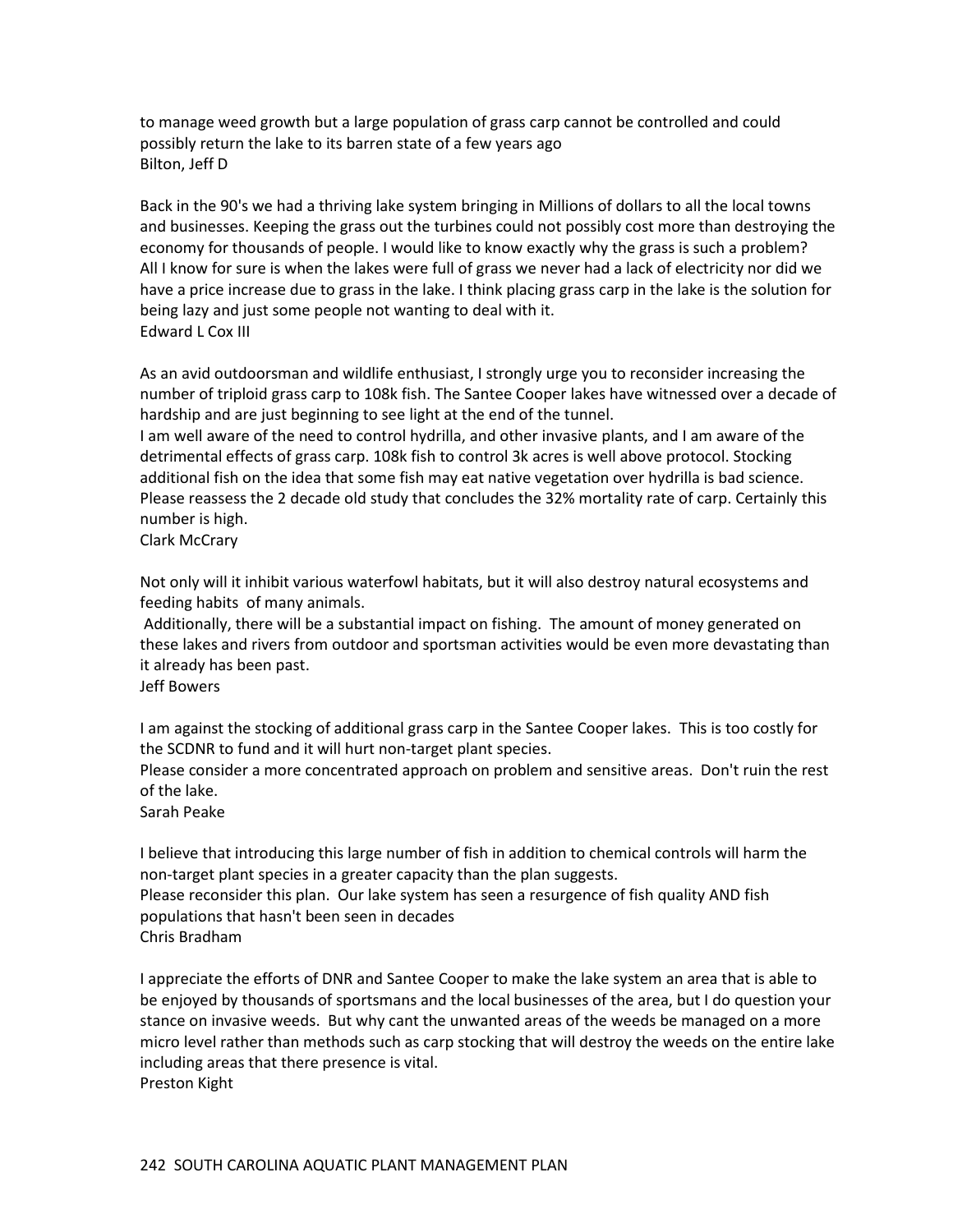to manage weed growth but a large population of grass carp cannot be controlled and could possibly return the lake to its barren state of a few years ago
Bilton, Jeff D

Back in the 90's we had a thriving lake system bringing in Millions of dollars to all the local towns and businesses. Keeping the grass out the turbines could not possibly cost more than destroying the economy for thousands of people. I would like to know exactly why the grass is such a problem? All I know for sure is when the lakes were full of grass we never had a lack of electricity nor did we have a price increase due to grass in the lake. I think placing grass carp in the lake is the solution for being lazy and just some people not wanting to deal with it.
Edward L Cox III

As an avid outdoorsman and wildlife enthusiast, I strongly urge you to reconsider increasing the number of triploid grass carp to 108k fish. The Santee Cooper lakes have witnessed over a decade of hardship and are just beginning to see light at the end of the tunnel.
I am well aware of the need to control hydrilla, and other invasive plants, and I am aware of the detrimental effects of grass carp. 108k fish to control 3k acres is well above protocol. Stocking additional fish on the idea that some fish may eat native vegetation over hydrilla is bad science. Please reassess the 2 decade old study that concludes the 32% mortality rate of carp. Certainly this number is high.
Clark McCrary

Not only will it inhibit various waterfowl habitats, but it will also destroy natural ecosystems and feeding habits of many animals.
Additionally, there will be a substantial impact on fishing. The amount of money generated on these lakes and rivers from outdoor and sportsman activities would be even more devastating than it already has been past.
Jeff Bowers

I am against the stocking of additional grass carp in the Santee Cooper lakes. This is too costly for the SCDNR to fund and it will hurt non-target plant species.
Please consider a more concentrated approach on problem and sensitive areas. Don't ruin the rest of the lake.
Sarah Peake

I believe that introducing this large number of fish in addition to chemical controls will harm the non-target plant species in a greater capacity than the plan suggests.
Please reconsider this plan. Our lake system has seen a resurgence of fish quality AND fish populations that hasn't been seen in decades
Chris Bradham

I appreciate the efforts of DNR and Santee Cooper to make the lake system an area that is able to be enjoyed by thousands of sportsmans and the local businesses of the area, but I do question your stance on invasive weeds. But why cant the unwanted areas of the weeds be managed on a more micro level rather than methods such as carp stocking that will destroy the weeds on the entire lake including areas that there presence is vital.
Preston Kight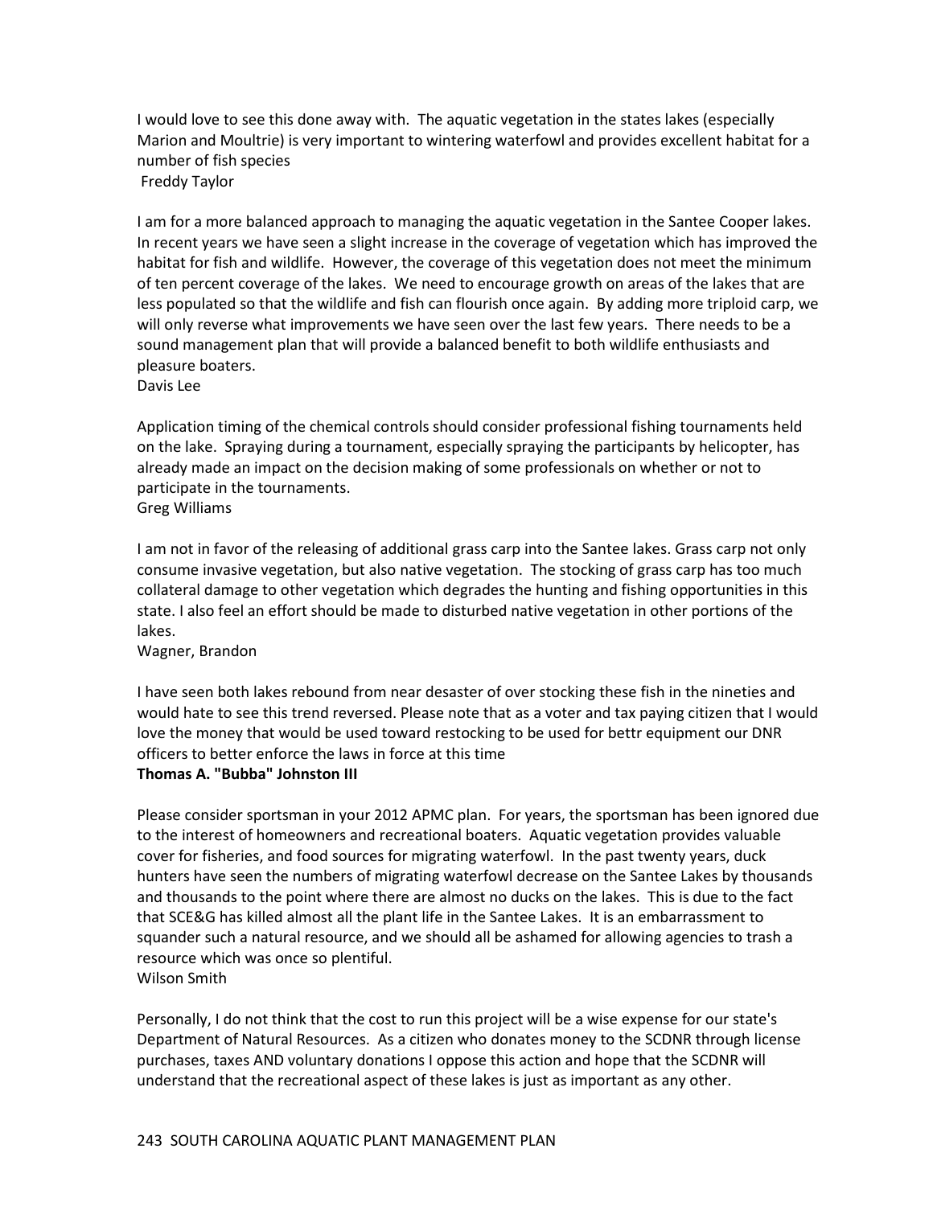I would love to see this done away with. The aquatic vegetation in the states lakes (especially Marion and Moultrie) is very important to wintering waterfowl and provides excellent habitat for a number of fish species
Freddy Taylor

I am for a more balanced approach to managing the aquatic vegetation in the Santee Cooper lakes. In recent years we have seen a slight increase in the coverage of vegetation which has improved the habitat for fish and wildlife. However, the coverage of this vegetation does not meet the minimum of ten percent coverage of the lakes. We need to encourage growth on areas of the lakes that are less populated so that the wildlife and fish can flourish once again. By adding more triploid carp, we will only reverse what improvements we have seen over the last few years. There needs to be a sound management plan that will provide a balanced benefit to both wildlife enthusiasts and pleasure boaters.
Davis Lee

Application timing of the chemical controls should consider professional fishing tournaments held on the lake. Spraying during a tournament, especially spraying the participants by helicopter, has already made an impact on the decision making of some professionals on whether or not to participate in the tournaments.
Greg Williams

I am not in favor of the releasing of additional grass carp into the Santee lakes. Grass carp not only consume invasive vegetation, but also native vegetation. The stocking of grass carp has too much collateral damage to other vegetation which degrades the hunting and fishing opportunities in this state. I also feel an effort should be made to disturbed native vegetation in other portions of the lakes.
Wagner, Brandon

I have seen both lakes rebound from near desaster of over stocking these fish in the nineties and would hate to see this trend reversed. Please note that as a voter and tax paying citizen that I would love the money that would be used toward restocking to be used for bettr equipment our DNR officers to better enforce the laws in force at this time
**Thomas A. "Bubba" Johnston III**

Please consider sportsman in your 2012 APMC plan. For years, the sportsman has been ignored due to the interest of homeowners and recreational boaters. Aquatic vegetation provides valuable cover for fisheries, and food sources for migrating waterfowl. In the past twenty years, duck hunters have seen the numbers of migrating waterfowl decrease on the Santee Lakes by thousands and thousands to the point where there are almost no ducks on the lakes. This is due to the fact that SCE&G has killed almost all the plant life in the Santee Lakes. It is an embarrassment to squander such a natural resource, and we should all be ashamed for allowing agencies to trash a resource which was once so plentiful.
Wilson Smith

Personally, I do not think that the cost to run this project will be a wise expense for our state's Department of Natural Resources. As a citizen who donates money to the SCDNR through license purchases, taxes AND voluntary donations I oppose this action and hope that the SCDNR will understand that the recreational aspect of these lakes is just as important as any other.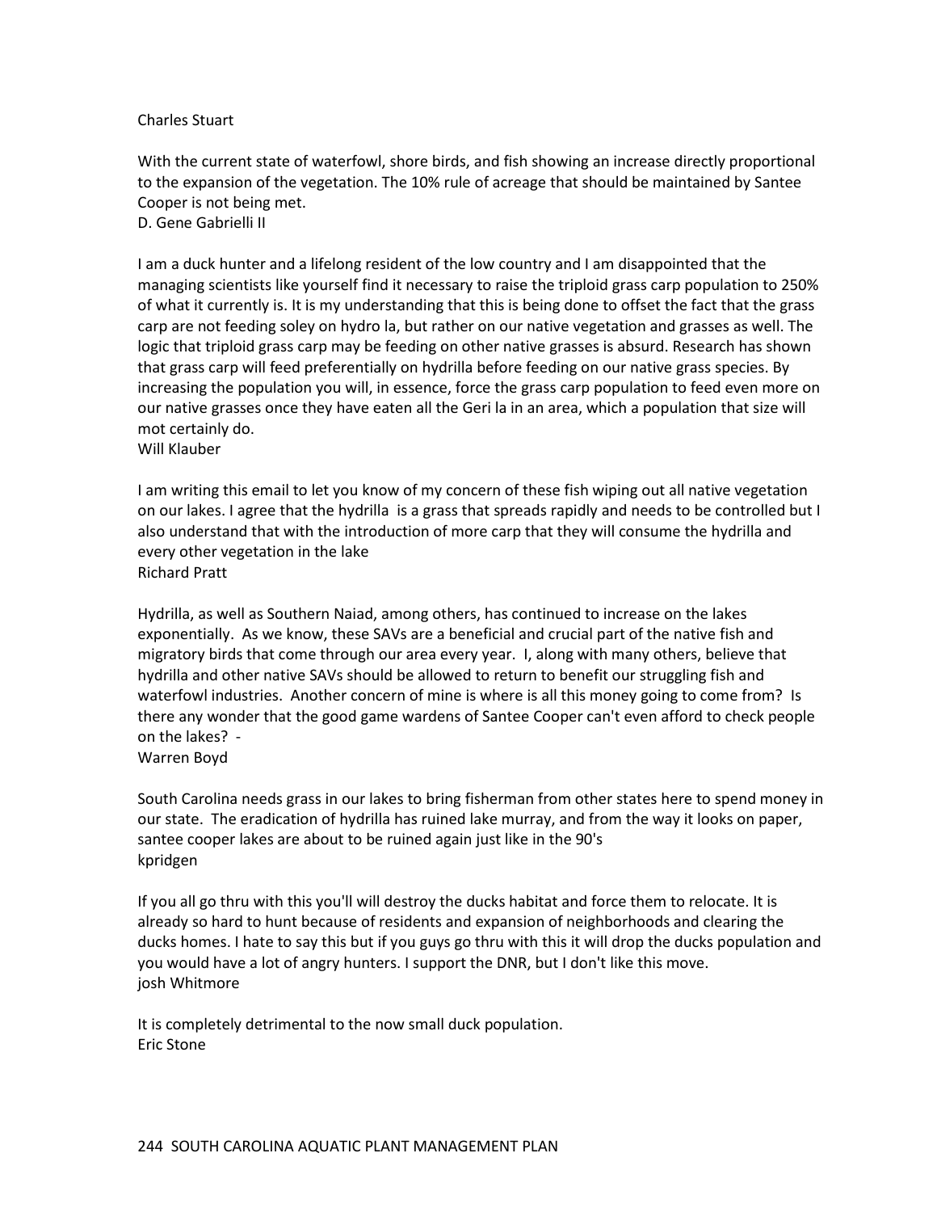Charles Stuart

With the current state of waterfowl, shore birds, and fish showing an increase directly proportional to the expansion of the vegetation. The 10% rule of acreage that should be maintained by Santee Cooper is not being met.
D. Gene Gabrielli II

I am a duck hunter and a lifelong resident of the low country and I am disappointed that the managing scientists like yourself find it necessary to raise the triploid grass carp population to 250% of what it currently is. It is my understanding that this is being done to offset the fact that the grass carp are not feeding soley on hydro la, but rather on our native vegetation and grasses as well. The logic that triploid grass carp may be feeding on other native grasses is absurd. Research has shown that grass carp will feed preferentially on hydrilla before feeding on our native grass species. By increasing the population you will, in essence, force the grass carp population to feed even more on our native grasses once they have eaten all the Geri la in an area, which a population that size will mot certainly do.
Will Klauber

I am writing this email to let you know of my concern of these fish wiping out all native vegetation on our lakes. I agree that the hydrilla is a grass that spreads rapidly and needs to be controlled but I also understand that with the introduction of more carp that they will consume the hydrilla and every other vegetation in the lake
Richard Pratt

Hydrilla, as well as Southern Naiad, among others, has continued to increase on the lakes exponentially. As we know, these SAVs are a beneficial and crucial part of the native fish and migratory birds that come through our area every year. I, along with many others, believe that hydrilla and other native SAVs should be allowed to return to benefit our struggling fish and waterfowl industries. Another concern of mine is where is all this money going to come from? Is there any wonder that the good game wardens of Santee Cooper can't even afford to check people on the lakes? -
Warren Boyd

South Carolina needs grass in our lakes to bring fisherman from other states here to spend money in our state. The eradication of hydrilla has ruined lake murray, and from the way it looks on paper, santee cooper lakes are about to be ruined again just like in the 90's
kpridgen

If you all go thru with this you'll will destroy the ducks habitat and force them to relocate. It is already so hard to hunt because of residents and expansion of neighborhoods and clearing the ducks homes. I hate to say this but if you guys go thru with this it will drop the ducks population and you would have a lot of angry hunters. I support the DNR, but I don't like this move.
josh Whitmore

It is completely detrimental to the now small duck population.
Eric Stone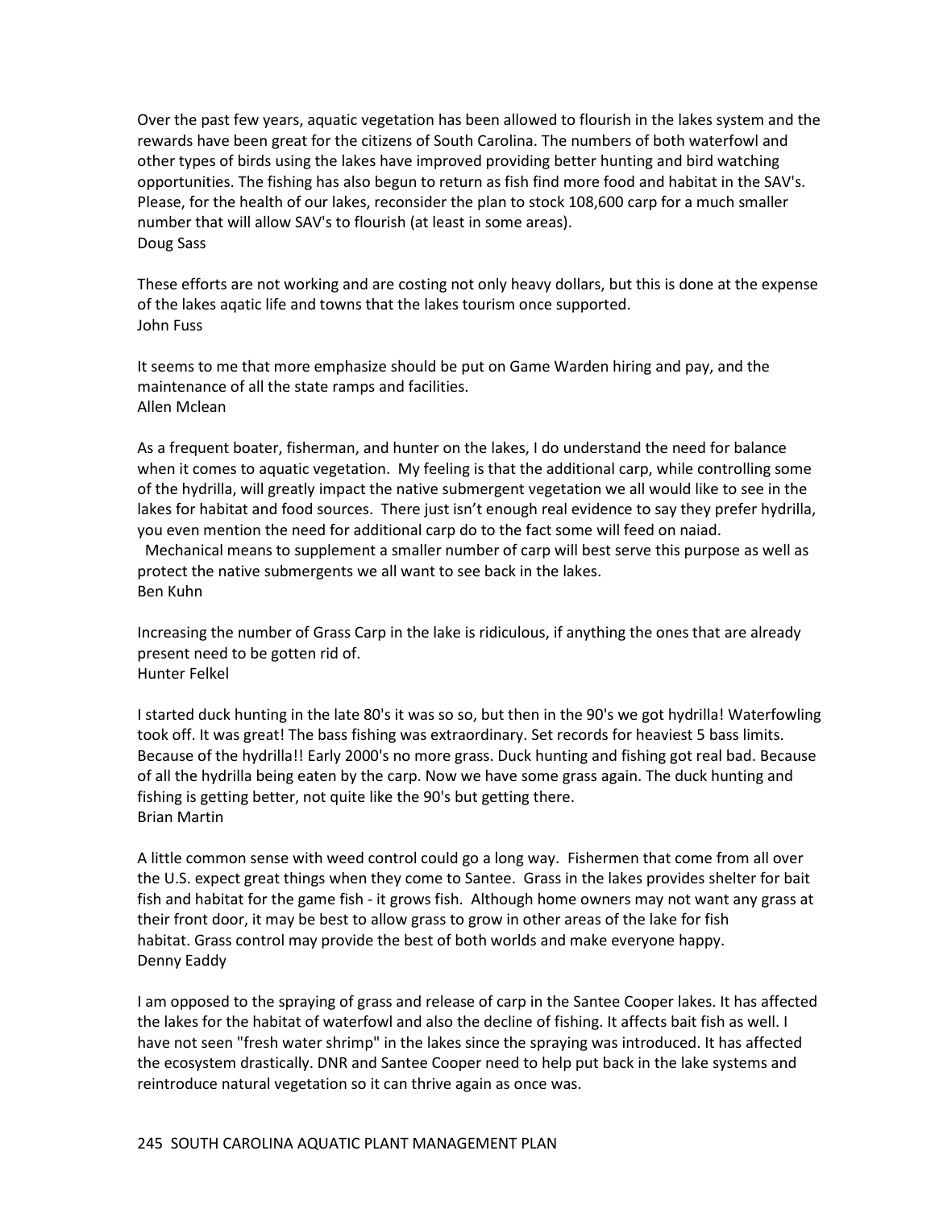Over the past few years, aquatic vegetation has been allowed to flourish in the lakes system and the rewards have been great for the citizens of South Carolina. The numbers of both waterfowl and other types of birds using the lakes have improved providing better hunting and bird watching opportunities. The fishing has also begun to return as fish find more food and habitat in the SAV's. Please, for the health of our lakes, reconsider the plan to stock 108,600 carp for a much smaller number that will allow SAV's to flourish (at least in some areas).
Doug Sass

These efforts are not working and are costing not only heavy dollars, but this is done at the expense of the lakes aqatic life and towns that the lakes tourism once supported.
John Fuss

It seems to me that more emphasize should be put on Game Warden hiring and pay, and the maintenance of all the state ramps and facilities.
Allen Mclean

As a frequent boater, fisherman, and hunter on the lakes, I do understand the need for balance when it comes to aquatic vegetation. My feeling is that the additional carp, while controlling some of the hydrilla, will greatly impact the native submergent vegetation we all would like to see in the lakes for habitat and food sources. There just isn't enough real evidence to say they prefer hydrilla, you even mention the need for additional carp do to the fact some will feed on naiad.
Mechanical means to supplement a smaller number of carp will best serve this purpose as well as protect the native submergents we all want to see back in the lakes.
Ben Kuhn

Increasing the number of Grass Carp in the lake is ridiculous, if anything the ones that are already present need to be gotten rid of.
Hunter Felkel

I started duck hunting in the late 80's it was so so, but then in the 90's we got hydrilla! Waterfowling took off. It was great! The bass fishing was extraordinary. Set records for heaviest 5 bass limits. Because of the hydrilla!! Early 2000's no more grass. Duck hunting and fishing got real bad. Because of all the hydrilla being eaten by the carp. Now we have some grass again. The duck hunting and fishing is getting better, not quite like the 90's but getting there.
Brian Martin

A little common sense with weed control could go a long way. Fishermen that come from all over the U.S. expect great things when they come to Santee. Grass in the lakes provides shelter for bait fish and habitat for the game fish - it grows fish. Although home owners may not want any grass at their front door, it may be best to allow grass to grow in other areas of the lake for fish habitat. Grass control may provide the best of both worlds and make everyone happy.
Denny Eaddy

I am opposed to the spraying of grass and release of carp in the Santee Cooper lakes. It has affected the lakes for the habitat of waterfowl and also the decline of fishing. It affects bait fish as well. I have not seen "fresh water shrimp" in the lakes since the spraying was introduced. It has affected the ecosystem drastically. DNR and Santee Cooper need to help put back in the lake systems and reintroduce natural vegetation so it can thrive again as once was.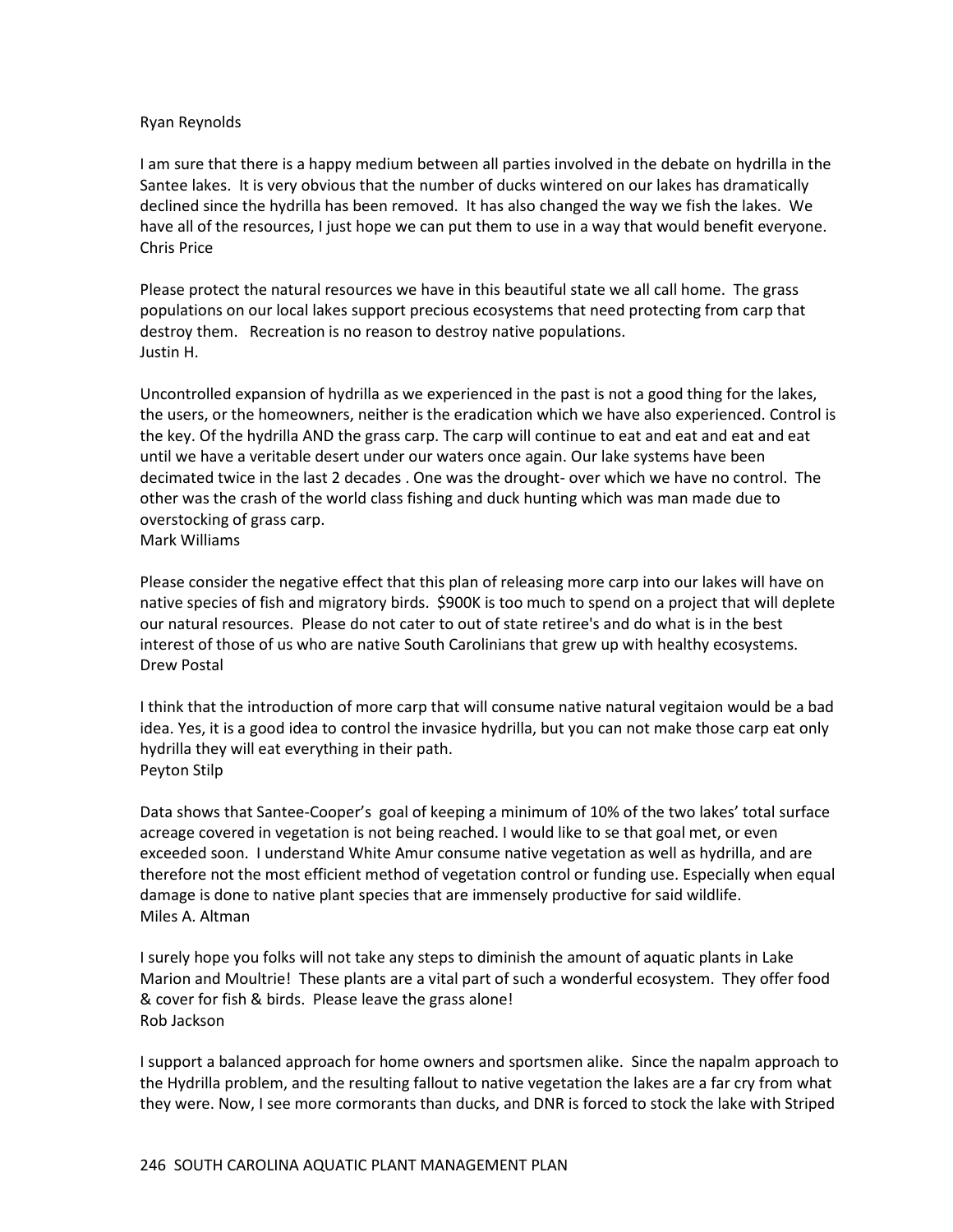Ryan Reynolds

I am sure that there is a happy medium between all parties involved in the debate on hydrilla in the Santee lakes. It is very obvious that the number of ducks wintered on our lakes has dramatically declined since the hydrilla has been removed. It has also changed the way we fish the lakes. We have all of the resources, I just hope we can put them to use in a way that would benefit everyone.
Chris Price

Please protect the natural resources we have in this beautiful state we all call home. The grass populations on our local lakes support precious ecosystems that need protecting from carp that destroy them. Recreation is no reason to destroy native populations.
Justin H.

Uncontrolled expansion of hydrilla as we experienced in the past is not a good thing for the lakes, the users, or the homeowners, neither is the eradication which we have also experienced. Control is the key. Of the hydrilla AND the grass carp. The carp will continue to eat and eat and eat and eat until we have a veritable desert under our waters once again. Our lake systems have been decimated twice in the last 2 decades . One was the drought- over which we have no control. The other was the crash of the world class fishing and duck hunting which was man made due to overstocking of grass carp.
Mark Williams

Please consider the negative effect that this plan of releasing more carp into our lakes will have on native species of fish and migratory birds. $900K is too much to spend on a project that will deplete our natural resources. Please do not cater to out of state retiree's and do what is in the best interest of those of us who are native South Carolinians that grew up with healthy ecosystems.
Drew Postal

I think that the introduction of more carp that will consume native natural vegitaion would be a bad idea. Yes, it is a good idea to control the invasice hydrilla, but you can not make those carp eat only hydrilla they will eat everything in their path.
Peyton Stilp

Data shows that Santee-Cooper's goal of keeping a minimum of 10% of the two lakes' total surface acreage covered in vegetation is not being reached. I would like to se that goal met, or even exceeded soon. I understand White Amur consume native vegetation as well as hydrilla, and are therefore not the most efficient method of vegetation control or funding use. Especially when equal damage is done to native plant species that are immensely productive for said wildlife.
Miles A. Altman

I surely hope you folks will not take any steps to diminish the amount of aquatic plants in Lake Marion and Moultrie! These plants are a vital part of such a wonderful ecosystem. They offer food & cover for fish & birds. Please leave the grass alone!
Rob Jackson

I support a balanced approach for home owners and sportsmen alike. Since the napalm approach to the Hydrilla problem, and the resulting fallout to native vegetation the lakes are a far cry from what they were. Now, I see more cormorants than ducks, and DNR is forced to stock the lake with Striped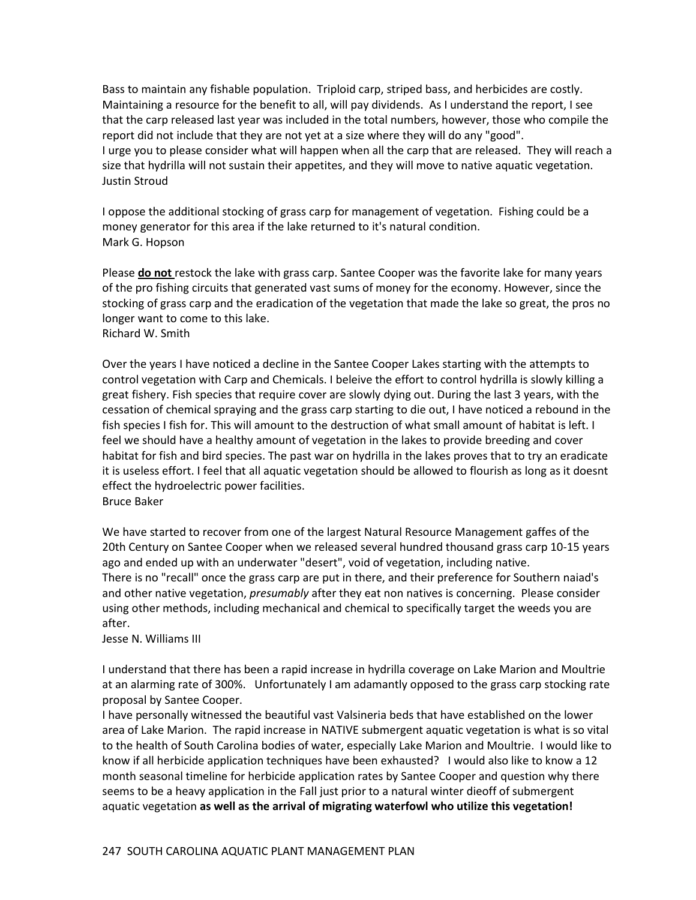Bass to maintain any fishable population. Triploid carp, striped bass, and herbicides are costly. Maintaining a resource for the benefit to all, will pay dividends. As I understand the report, I see that the carp released last year was included in the total numbers, however, those who compile the report did not include that they are not yet at a size where they will do any "good".
I urge you to please consider what will happen when all the carp that are released. They will reach a size that hydrilla will not sustain their appetites, and they will move to native aquatic vegetation.
Justin Stroud

I oppose the additional stocking of grass carp for management of vegetation. Fishing could be a money generator for this area if the lake returned to it's natural condition.
Mark G. Hopson

Please **do not** restock the lake with grass carp. Santee Cooper was the favorite lake for many years of the pro fishing circuits that generated vast sums of money for the economy. However, since the stocking of grass carp and the eradication of the vegetation that made the lake so great, the pros no longer want to come to this lake.
Richard W. Smith

Over the years I have noticed a decline in the Santee Cooper Lakes starting with the attempts to control vegetation with Carp and Chemicals. I beleive the effort to control hydrilla is slowly killing a great fishery. Fish species that require cover are slowly dying out. During the last 3 years, with the cessation of chemical spraying and the grass carp starting to die out, I have noticed a rebound in the fish species I fish for. This will amount to the destruction of what small amount of habitat is left. I feel we should have a healthy amount of vegetation in the lakes to provide breeding and cover habitat for fish and bird species. The past war on hydrilla in the lakes proves that to try an eradicate it is useless effort. I feel that all aquatic vegetation should be allowed to flourish as long as it doesnt effect the hydroelectric power facilities.
Bruce Baker

We have started to recover from one of the largest Natural Resource Management gaffes of the 20th Century on Santee Cooper when we released several hundred thousand grass carp 10-15 years ago and ended up with an underwater "desert", void of vegetation, including native.
There is no "recall" once the grass carp are put in there, and their preference for Southern naiad's and other native vegetation, *presumably* after they eat non natives is concerning. Please consider using other methods, including mechanical and chemical to specifically target the weeds you are after.
Jesse N. Williams III

I understand that there has been a rapid increase in hydrilla coverage on Lake Marion and Moultrie at an alarming rate of 300%. Unfortunately I am adamantly opposed to the grass carp stocking rate proposal by Santee Cooper.
I have personally witnessed the beautiful vast Valsineria beds that have established on the lower area of Lake Marion. The rapid increase in NATIVE submergent aquatic vegetation is what is so vital to the health of South Carolina bodies of water, especially Lake Marion and Moultrie. I would like to know if all herbicide application techniques have been exhausted? I would also like to know a 12 month seasonal timeline for herbicide application rates by Santee Cooper and question why there seems to be a heavy application in the Fall just prior to a natural winter dieoff of submergent aquatic vegetation **as well as the arrival of migrating waterfowl who utilize this vegetation!**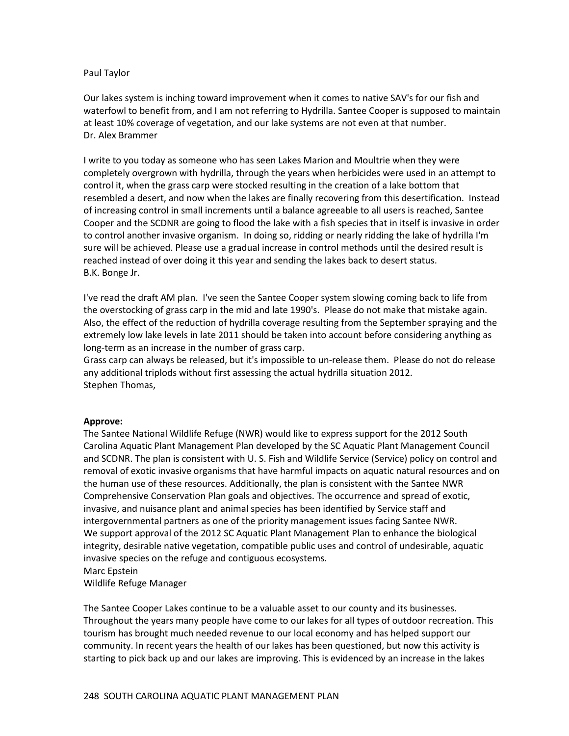Paul Taylor

Our lakes system is inching toward improvement when it comes to native SAV's for our fish and waterfowl to benefit from, and I am not referring to Hydrilla. Santee Cooper is supposed to maintain at least 10% coverage of vegetation, and our lake systems are not even at that number.
Dr. Alex Brammer

I write to you today as someone who has seen Lakes Marion and Moultrie when they were completely overgrown with hydrilla, through the years when herbicides were used in an attempt to control it, when the grass carp were stocked resulting in the creation of a lake bottom that resembled a desert, and now when the lakes are finally recovering from this desertification. Instead of increasing control in small increments until a balance agreeable to all users is reached, Santee Cooper and the SCDNR are going to flood the lake with a fish species that in itself is invasive in order to control another invasive organism. In doing so, ridding or nearly ridding the lake of hydrilla I'm sure will be achieved. Please use a gradual increase in control methods until the desired result is reached instead of over doing it this year and sending the lakes back to desert status.
B.K. Bonge Jr.

I've read the draft AM plan. I've seen the Santee Cooper system slowing coming back to life from the overstocking of grass carp in the mid and late 1990's. Please do not make that mistake again. Also, the effect of the reduction of hydrilla coverage resulting from the September spraying and the extremely low lake levels in late 2011 should be taken into account before considering anything as long-term as an increase in the number of grass carp.
Grass carp can always be released, but it's impossible to un-release them. Please do not do release any additional triplods without first assessing the actual hydrilla situation 2012.
Stephen Thomas,

**Approve:**
The Santee National Wildlife Refuge (NWR) would like to express support for the 2012 South Carolina Aquatic Plant Management Plan developed by the SC Aquatic Plant Management Council and SCDNR. The plan is consistent with U. S. Fish and Wildlife Service (Service) policy on control and removal of exotic invasive organisms that have harmful impacts on aquatic natural resources and on the human use of these resources. Additionally, the plan is consistent with the Santee NWR Comprehensive Conservation Plan goals and objectives. The occurrence and spread of exotic, invasive, and nuisance plant and animal species has been identified by Service staff and intergovernmental partners as one of the priority management issues facing Santee NWR.
We support approval of the 2012 SC Aquatic Plant Management Plan to enhance the biological integrity, desirable native vegetation, compatible public uses and control of undesirable, aquatic invasive species on the refuge and contiguous ecosystems.
Marc Epstein
Wildlife Refuge Manager

The Santee Cooper Lakes continue to be a valuable asset to our county and its businesses. Throughout the years many people have come to our lakes for all types of outdoor recreation. This tourism has brought much needed revenue to our local economy and has helped support our community. In recent years the health of our lakes has been questioned, but now this activity is starting to pick back up and our lakes are improving. This is evidenced by an increase in the lakes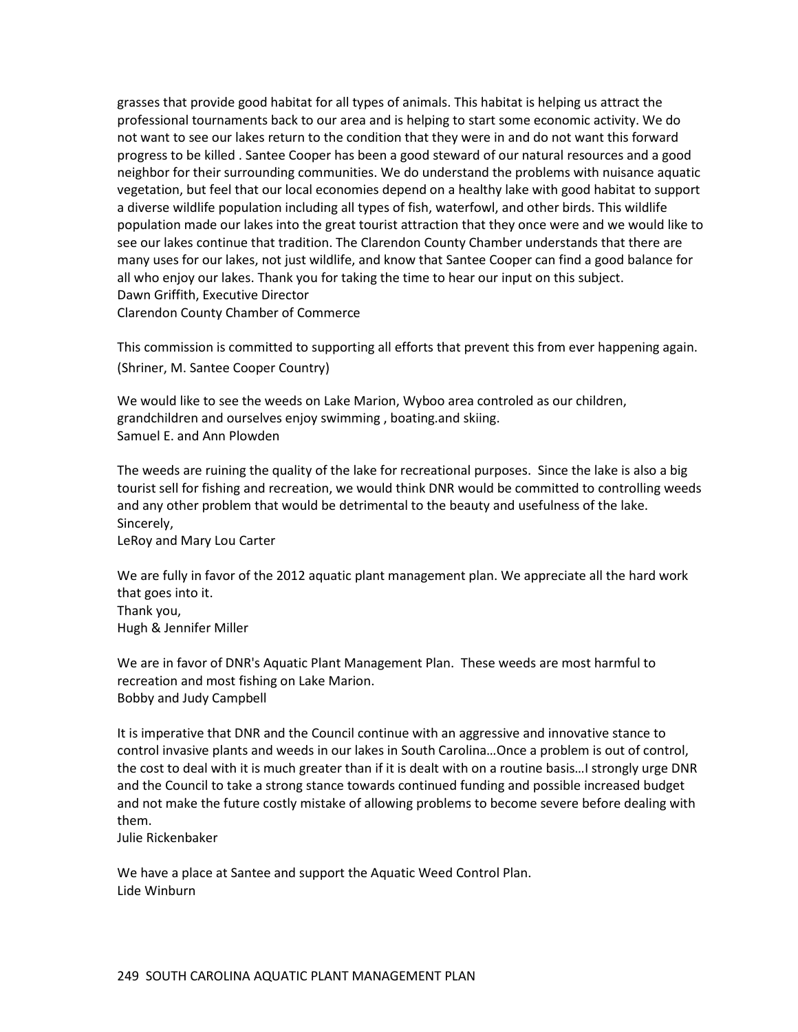grasses that provide good habitat for all types of animals. This habitat is helping us attract the professional tournaments back to our area and is helping to start some economic activity. We do not want to see our lakes return to the condition that they were in and do not want this forward progress to be killed . Santee Cooper has been a good steward of our natural resources and a good neighbor for their surrounding communities. We do understand the problems with nuisance aquatic vegetation, but feel that our local economies depend on a healthy lake with good habitat to support a diverse wildlife population including all types of fish, waterfowl, and other birds. This wildlife population made our lakes into the great tourist attraction that they once were and we would like to see our lakes continue that tradition. The Clarendon County Chamber understands that there are many uses for our lakes, not just wildlife, and know that Santee Cooper can find a good balance for all who enjoy our lakes. Thank you for taking the time to hear our input on this subject.
Dawn Griffith, Executive Director
Clarendon County Chamber of Commerce

This commission is committed to supporting all efforts that prevent this from ever happening again. (Shriner, M. Santee Cooper Country)

We would like to see the weeds on Lake Marion, Wyboo area controled as our children, grandchildren and ourselves enjoy swimming , boating.and skiing.
Samuel E. and Ann Plowden

The weeds are ruining the quality of the lake for recreational purposes. Since the lake is also a big tourist sell for fishing and recreation, we would think DNR would be committed to controlling weeds and any other problem that would be detrimental to the beauty and usefulness of the lake.
Sincerely,
LeRoy and Mary Lou Carter

We are fully in favor of the 2012 aquatic plant management plan. We appreciate all the hard work that goes into it.
Thank you,
Hugh & Jennifer Miller

We are in favor of DNR's Aquatic Plant Management Plan. These weeds are most harmful to recreation and most fishing on Lake Marion.
Bobby and Judy Campbell

It is imperative that DNR and the Council continue with an aggressive and innovative stance to control invasive plants and weeds in our lakes in South Carolina…Once a problem is out of control, the cost to deal with it is much greater than if it is dealt with on a routine basis…I strongly urge DNR and the Council to take a strong stance towards continued funding and possible increased budget and not make the future costly mistake of allowing problems to become severe before dealing with them.
Julie Rickenbaker

We have a place at Santee and support the Aquatic Weed Control Plan.
Lide Winburn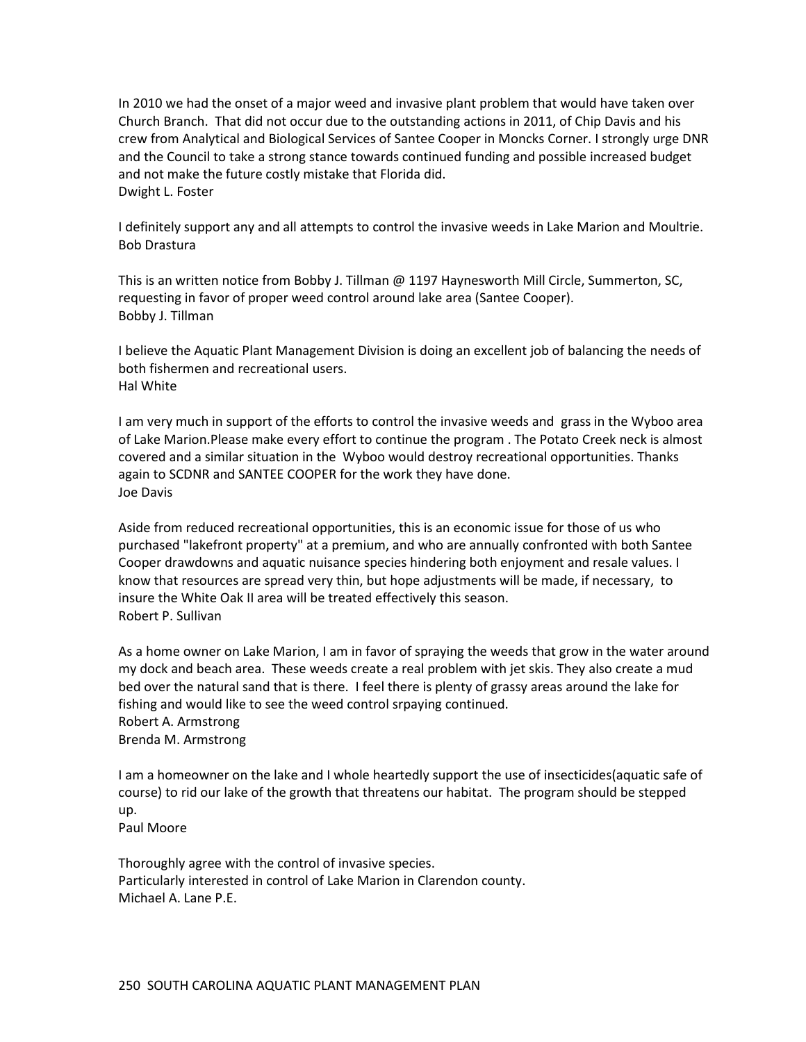In 2010 we had the onset of a major weed and invasive plant problem that would have taken over Church Branch. That did not occur due to the outstanding actions in 2011, of Chip Davis and his crew from Analytical and Biological Services of Santee Cooper in Moncks Corner. I strongly urge DNR and the Council to take a strong stance towards continued funding and possible increased budget and not make the future costly mistake that Florida did.
Dwight L. Foster

I definitely support any and all attempts to control the invasive weeds in Lake Marion and Moultrie.
Bob Drastura

This is an written notice from Bobby J. Tillman @ 1197 Haynesworth Mill Circle, Summerton, SC, requesting in favor of proper weed control around lake area (Santee Cooper).
Bobby J. Tillman

I believe the Aquatic Plant Management Division is doing an excellent job of balancing the needs of both fishermen and recreational users.
Hal White

I am very much in support of the efforts to control the invasive weeds and grass in the Wyboo area of Lake Marion.Please make every effort to continue the program . The Potato Creek neck is almost covered and a similar situation in the Wyboo would destroy recreational opportunities. Thanks again to SCDNR and SANTEE COOPER for the work they have done.
Joe Davis

Aside from reduced recreational opportunities, this is an economic issue for those of us who purchased "lakefront property" at a premium, and who are annually confronted with both Santee Cooper drawdowns and aquatic nuisance species hindering both enjoyment and resale values. I know that resources are spread very thin, but hope adjustments will be made, if necessary, to insure the White Oak II area will be treated effectively this season.
Robert P. Sullivan

As a home owner on Lake Marion, I am in favor of spraying the weeds that grow in the water around my dock and beach area. These weeds create a real problem with jet skis. They also create a mud bed over the natural sand that is there. I feel there is plenty of grassy areas around the lake for fishing and would like to see the weed control srpaying continued.
Robert A. Armstrong
Brenda M. Armstrong

I am a homeowner on the lake and I whole heartedly support the use of insecticides(aquatic safe of course) to rid our lake of the growth that threatens our habitat. The program should be stepped up.
Paul Moore

Thoroughly agree with the control of invasive species.
Particularly interested in control of Lake Marion in Clarendon county.
Michael A. Lane P.E.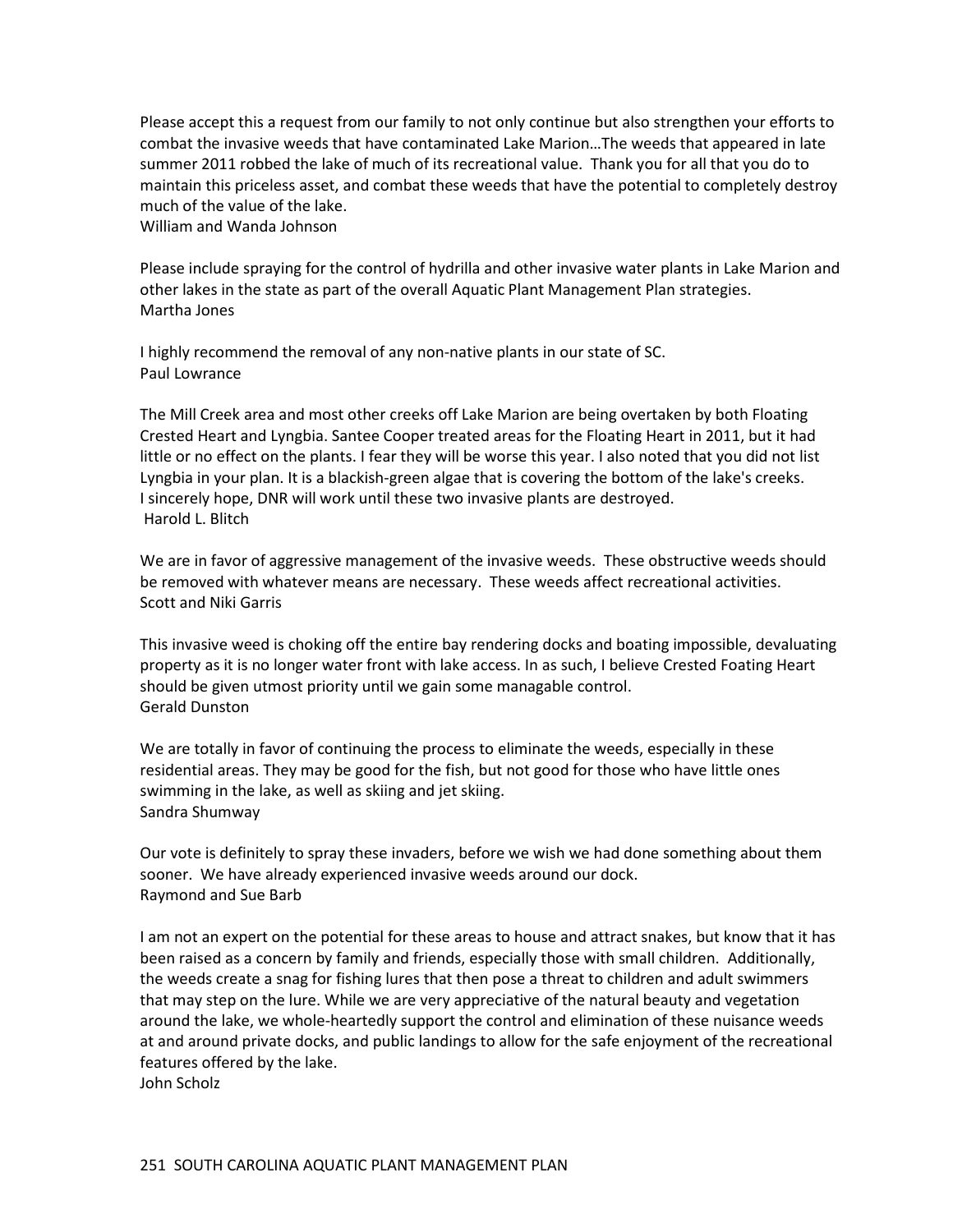Please accept this a request from our family to not only continue but also strengthen your efforts to combat the invasive weeds that have contaminated Lake Marion…The weeds that appeared in late summer 2011 robbed the lake of much of its recreational value. Thank you for all that you do to maintain this priceless asset, and combat these weeds that have the potential to completely destroy much of the value of the lake.
William and Wanda Johnson

Please include spraying for the control of hydrilla and other invasive water plants in Lake Marion and other lakes in the state as part of the overall Aquatic Plant Management Plan strategies.
Martha Jones

I highly recommend the removal of any non-native plants in our state of SC.
Paul Lowrance

The Mill Creek area and most other creeks off Lake Marion are being overtaken by both Floating Crested Heart and Lyngbia. Santee Cooper treated areas for the Floating Heart in 2011, but it had little or no effect on the plants. I fear they will be worse this year. I also noted that you did not list Lyngbia in your plan. It is a blackish-green algae that is covering the bottom of the lake's creeks. I sincerely hope, DNR will work until these two invasive plants are destroyed.
Harold L. Blitch

We are in favor of aggressive management of the invasive weeds. These obstructive weeds should be removed with whatever means are necessary. These weeds affect recreational activities.
Scott and Niki Garris

This invasive weed is choking off the entire bay rendering docks and boating impossible, devaluating property as it is no longer water front with lake access. In as such, I believe Crested Foating Heart should be given utmost priority until we gain some managable control.
Gerald Dunston

We are totally in favor of continuing the process to eliminate the weeds, especially in these residential areas. They may be good for the fish, but not good for those who have little ones swimming in the lake, as well as skiing and jet skiing.
Sandra Shumway

Our vote is definitely to spray these invaders, before we wish we had done something about them sooner. We have already experienced invasive weeds around our dock.
Raymond and Sue Barb

I am not an expert on the potential for these areas to house and attract snakes, but know that it has been raised as a concern by family and friends, especially those with small children. Additionally, the weeds create a snag for fishing lures that then pose a threat to children and adult swimmers that may step on the lure. While we are very appreciative of the natural beauty and vegetation around the lake, we whole-heartedly support the control and elimination of these nuisance weeds at and around private docks, and public landings to allow for the safe enjoyment of the recreational features offered by the lake.
John Scholz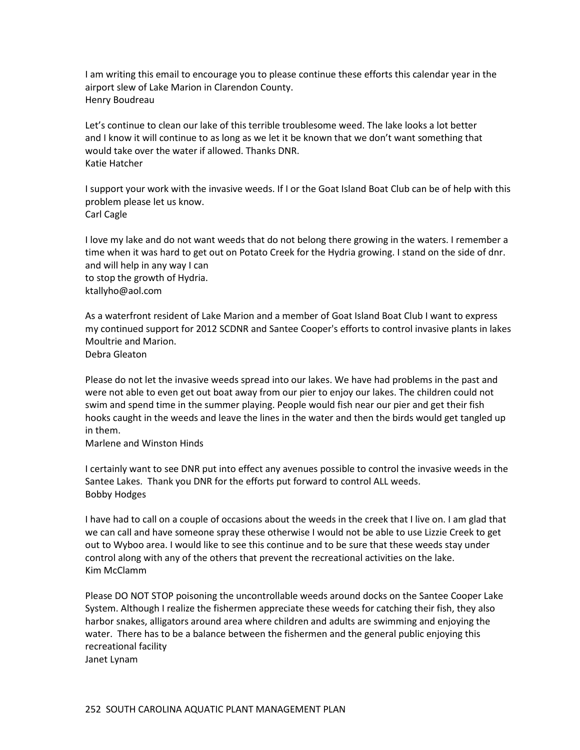I am writing this email to encourage you to please continue these efforts this calendar year in the airport slew of Lake Marion in Clarendon County.
Henry Boudreau

Let's continue to clean our lake of this terrible troublesome weed. The lake looks a lot better and I know it will continue to as long as we let it be known that we don't want something that would take over the water if allowed. Thanks DNR.
Katie Hatcher

I support your work with the invasive weeds. If I or the Goat Island Boat Club can be of help with this problem please let us know.
Carl Cagle

I love my lake and do not want weeds that do not belong there growing in the waters. I remember a time when it was hard to get out on Potato Creek for the Hydria growing. I stand on the side of dnr. and will help in any way I can
to stop the growth of Hydria.
ktallyho@aol.com

As a waterfront resident of Lake Marion and a member of Goat Island Boat Club I want to express my continued support for 2012 SCDNR and Santee Cooper's efforts to control invasive plants in lakes Moultrie and Marion.
Debra Gleaton

Please do not let the invasive weeds spread into our lakes. We have had problems in the past and were not able to even get out boat away from our pier to enjoy our lakes. The children could not swim and spend time in the summer playing. People would fish near our pier and get their fish hooks caught in the weeds and leave the lines in the water and then the birds would get tangled up in them.
Marlene and Winston Hinds

I certainly want to see DNR put into effect any avenues possible to control the invasive weeds in the Santee Lakes. Thank you DNR for the efforts put forward to control ALL weeds.
Bobby Hodges

I have had to call on a couple of occasions about the weeds in the creek that I live on. I am glad that we can call and have someone spray these otherwise I would not be able to use Lizzie Creek to get out to Wyboo area. I would like to see this continue and to be sure that these weeds stay under control along with any of the others that prevent the recreational activities on the lake.
Kim McClamm

Please DO NOT STOP poisoning the uncontrollable weeds around docks on the Santee Cooper Lake System. Although I realize the fishermen appreciate these weeds for catching their fish, they also harbor snakes, alligators around area where children and adults are swimming and enjoying the water. There has to be a balance between the fishermen and the general public enjoying this recreational facility
Janet Lynam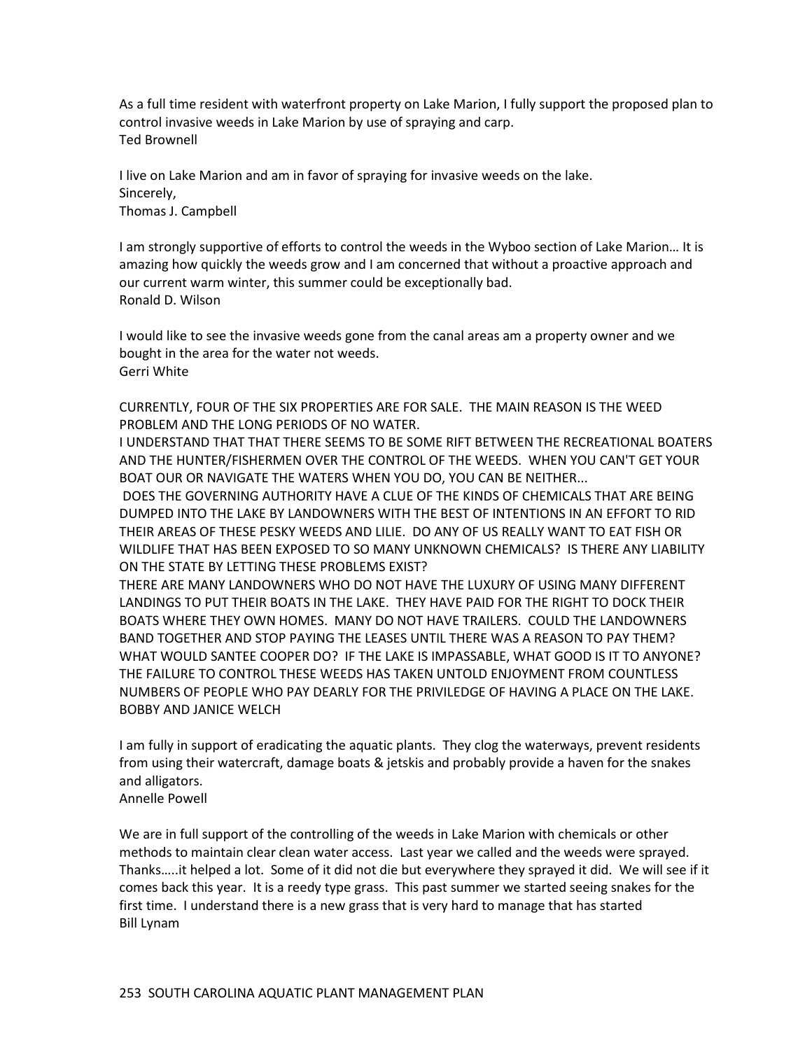As a full time resident with waterfront property on Lake Marion, I fully support the proposed plan to control invasive weeds in Lake Marion by use of spraying and carp.
Ted Brownell

I live on Lake Marion and am in favor of spraying for invasive weeds on the lake.
Sincerely,
Thomas J. Campbell

I am strongly supportive of efforts to control the weeds in the Wyboo section of Lake Marion… It is amazing how quickly the weeds grow and I am concerned that without a proactive approach and our current warm winter, this summer could be exceptionally bad.
Ronald D. Wilson

I would like to see the invasive weeds gone from the canal areas am a property owner and we bought in the area for the water not weeds.
Gerri White

CURRENTLY, FOUR OF THE SIX PROPERTIES ARE FOR SALE. THE MAIN REASON IS THE WEED PROBLEM AND THE LONG PERIODS OF NO WATER.
I UNDERSTAND THAT THAT THERE SEEMS TO BE SOME RIFT BETWEEN THE RECREATIONAL BOATERS AND THE HUNTER/FISHERMEN OVER THE CONTROL OF THE WEEDS. WHEN YOU CAN'T GET YOUR BOAT OUR OR NAVIGATE THE WATERS WHEN YOU DO, YOU CAN BE NEITHER...
DOES THE GOVERNING AUTHORITY HAVE A CLUE OF THE KINDS OF CHEMICALS THAT ARE BEING DUMPED INTO THE LAKE BY LANDOWNERS WITH THE BEST OF INTENTIONS IN AN EFFORT TO RID THEIR AREAS OF THESE PESKY WEEDS AND LILIE. DO ANY OF US REALLY WANT TO EAT FISH OR WILDLIFE THAT HAS BEEN EXPOSED TO SO MANY UNKNOWN CHEMICALS? IS THERE ANY LIABILITY ON THE STATE BY LETTING THESE PROBLEMS EXIST?
THERE ARE MANY LANDOWNERS WHO DO NOT HAVE THE LUXURY OF USING MANY DIFFERENT LANDINGS TO PUT THEIR BOATS IN THE LAKE. THEY HAVE PAID FOR THE RIGHT TO DOCK THEIR BOATS WHERE THEY OWN HOMES. MANY DO NOT HAVE TRAILERS. COULD THE LANDOWNERS BAND TOGETHER AND STOP PAYING THE LEASES UNTIL THERE WAS A REASON TO PAY THEM? WHAT WOULD SANTEE COOPER DO? IF THE LAKE IS IMPASSABLE, WHAT GOOD IS IT TO ANYONE? THE FAILURE TO CONTROL THESE WEEDS HAS TAKEN UNTOLD ENJOYMENT FROM COUNTLESS NUMBERS OF PEOPLE WHO PAY DEARLY FOR THE PRIVILEDGE OF HAVING A PLACE ON THE LAKE.
BOBBY AND JANICE WELCH

I am fully in support of eradicating the aquatic plants. They clog the waterways, prevent residents from using their watercraft, damage boats & jetskis and probably provide a haven for the snakes and alligators.
Annelle Powell

We are in full support of the controlling of the weeds in Lake Marion with chemicals or other methods to maintain clear clean water access. Last year we called and the weeds were sprayed. Thanks…..it helped a lot. Some of it did not die but everywhere they sprayed it did. We will see if it comes back this year. It is a reedy type grass. This past summer we started seeing snakes for the first time. I understand there is a new grass that is very hard to manage that has started
Bill Lynam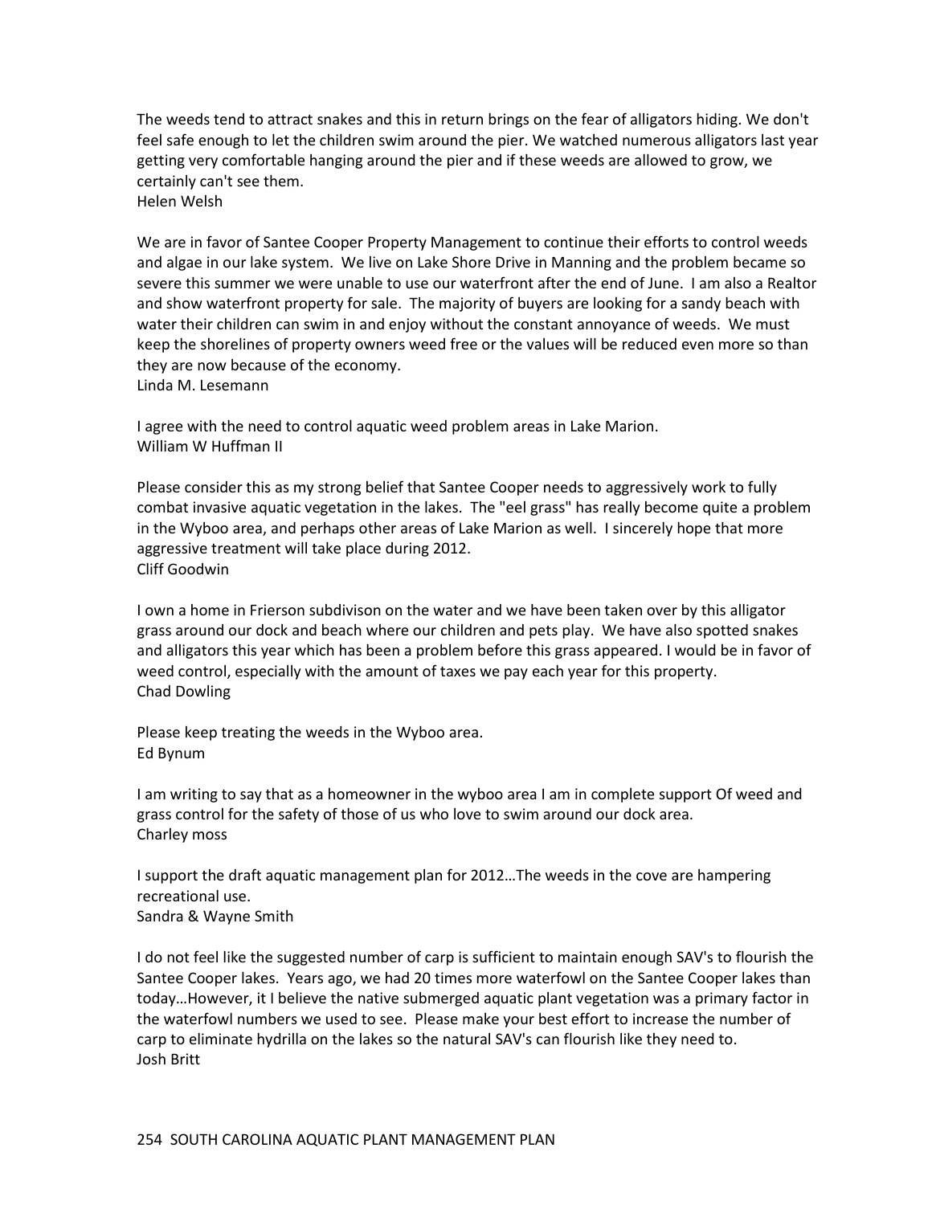The weeds tend to attract snakes and this in return brings on the fear of alligators hiding. We don't feel safe enough to let the children swim around the pier. We watched numerous alligators last year getting very comfortable hanging around the pier and if these weeds are allowed to grow, we certainly can't see them.
Helen Welsh

We are in favor of Santee Cooper Property Management to continue their efforts to control weeds and algae in our lake system. We live on Lake Shore Drive in Manning and the problem became so severe this summer we were unable to use our waterfront after the end of June. I am also a Realtor and show waterfront property for sale. The majority of buyers are looking for a sandy beach with water their children can swim in and enjoy without the constant annoyance of weeds. We must keep the shorelines of property owners weed free or the values will be reduced even more so than they are now because of the economy.
Linda M. Lesemann

I agree with the need to control aquatic weed problem areas in Lake Marion.
William W Huffman II

Please consider this as my strong belief that Santee Cooper needs to aggressively work to fully combat invasive aquatic vegetation in the lakes. The "eel grass" has really become quite a problem in the Wyboo area, and perhaps other areas of Lake Marion as well. I sincerely hope that more aggressive treatment will take place during 2012.
Cliff Goodwin

I own a home in Frierson subdivison on the water and we have been taken over by this alligator grass around our dock and beach where our children and pets play. We have also spotted snakes and alligators this year which has been a problem before this grass appeared. I would be in favor of weed control, especially with the amount of taxes we pay each year for this property.
Chad Dowling

Please keep treating the weeds in the Wyboo area.
Ed Bynum

I am writing to say that as a homeowner in the wyboo area I am in complete support Of weed and grass control for the safety of those of us who love to swim around our dock area.
Charley moss

I support the draft aquatic management plan for 2012…The weeds in the cove are hampering recreational use.
Sandra & Wayne Smith

I do not feel like the suggested number of carp is sufficient to maintain enough SAV's to flourish the Santee Cooper lakes. Years ago, we had 20 times more waterfowl on the Santee Cooper lakes than today…However, it I believe the native submerged aquatic plant vegetation was a primary factor in the waterfowl numbers we used to see. Please make your best effort to increase the number of carp to eliminate hydrilla on the lakes so the natural SAV's can flourish like they need to.
Josh Britt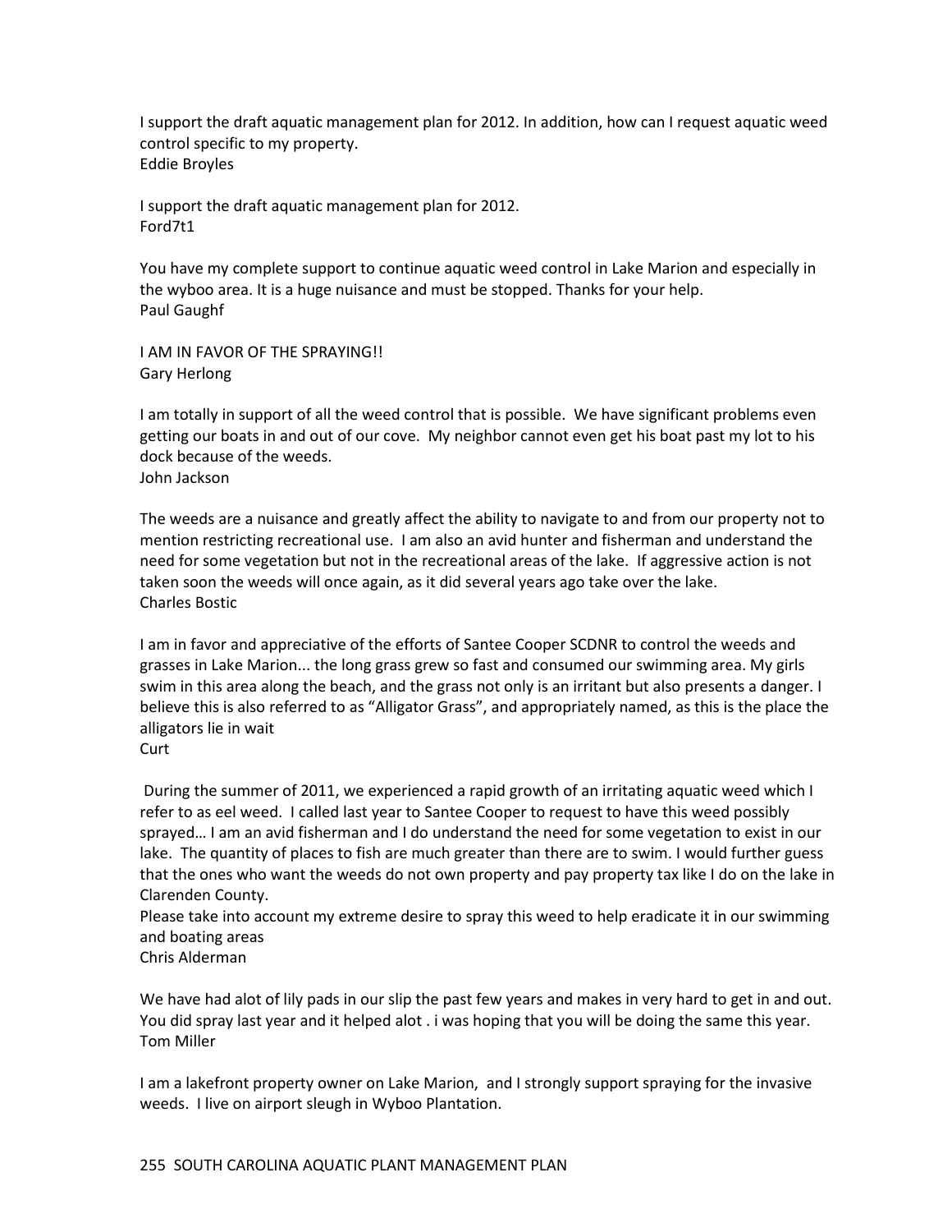I support the draft aquatic management plan for 2012. In addition, how can I request aquatic weed control specific to my property.
Eddie Broyles

I support the draft aquatic management plan for 2012.
Ford7t1

You have my complete support to continue aquatic weed control in Lake Marion and especially in the wyboo area. It is a huge nuisance and must be stopped. Thanks for your help.
Paul Gaughf

I AM IN FAVOR OF THE SPRAYING!!
Gary Herlong

I am totally in support of all the weed control that is possible. We have significant problems even getting our boats in and out of our cove. My neighbor cannot even get his boat past my lot to his dock because of the weeds.
John Jackson

The weeds are a nuisance and greatly affect the ability to navigate to and from our property not to mention restricting recreational use. I am also an avid hunter and fisherman and understand the need for some vegetation but not in the recreational areas of the lake. If aggressive action is not taken soon the weeds will once again, as it did several years ago take over the lake.
Charles Bostic

I am in favor and appreciative of the efforts of Santee Cooper SCDNR to control the weeds and grasses in Lake Marion... the long grass grew so fast and consumed our swimming area. My girls swim in this area along the beach, and the grass not only is an irritant but also presents a danger. I believe this is also referred to as "Alligator Grass", and appropriately named, as this is the place the alligators lie in wait
Curt

During the summer of 2011, we experienced a rapid growth of an irritating aquatic weed which I refer to as eel weed. I called last year to Santee Cooper to request to have this weed possibly sprayed… I am an avid fisherman and I do understand the need for some vegetation to exist in our lake. The quantity of places to fish are much greater than there are to swim. I would further guess that the ones who want the weeds do not own property and pay property tax like I do on the lake in Clarenden County.
Please take into account my extreme desire to spray this weed to help eradicate it in our swimming and boating areas
Chris Alderman

We have had alot of lily pads in our slip the past few years and makes in very hard to get in and out. You did spray last year and it helped alot . i was hoping that you will be doing the same this year.
Tom Miller

I am a lakefront property owner on Lake Marion, and I strongly support spraying for the invasive weeds. I live on airport sleugh in Wyboo Plantation.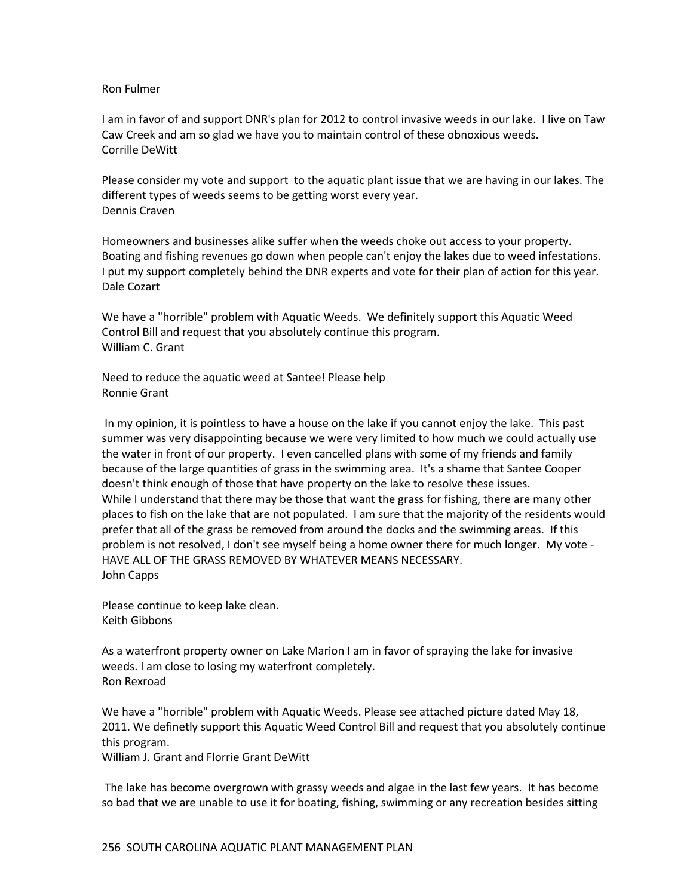Ron Fulmer

I am in favor of and support DNR's plan for 2012 to control invasive weeds in our lake. I live on Taw Caw Creek and am so glad we have you to maintain control of these obnoxious weeds.
Corrille DeWitt

Please consider my vote and support to the aquatic plant issue that we are having in our lakes. The different types of weeds seems to be getting worst every year.
Dennis Craven

Homeowners and businesses alike suffer when the weeds choke out access to your property. Boating and fishing revenues go down when people can't enjoy the lakes due to weed infestations. I put my support completely behind the DNR experts and vote for their plan of action for this year.
Dale Cozart

We have a "horrible" problem with Aquatic Weeds. We definitely support this Aquatic Weed Control Bill and request that you absolutely continue this program.
William C. Grant

Need to reduce the aquatic weed at Santee! Please help
Ronnie Grant

In my opinion, it is pointless to have a house on the lake if you cannot enjoy the lake. This past summer was very disappointing because we were very limited to how much we could actually use the water in front of our property. I even cancelled plans with some of my friends and family because of the large quantities of grass in the swimming area. It's a shame that Santee Cooper doesn't think enough of those that have property on the lake to resolve these issues.
While I understand that there may be those that want the grass for fishing, there are many other places to fish on the lake that are not populated. I am sure that the majority of the residents would prefer that all of the grass be removed from around the docks and the swimming areas. If this problem is not resolved, I don't see myself being a home owner there for much longer. My vote - HAVE ALL OF THE GRASS REMOVED BY WHATEVER MEANS NECESSARY.
John Capps

Please continue to keep lake clean.
Keith Gibbons

As a waterfront property owner on Lake Marion I am in favor of spraying the lake for invasive weeds. I am close to losing my waterfront completely.
Ron Rexroad

We have a "horrible" problem with Aquatic Weeds. Please see attached picture dated May 18, 2011. We definetly support this Aquatic Weed Control Bill and request that you absolutely continue this program.
William J. Grant and Florrie Grant DeWitt

The lake has become overgrown with grassy weeds and algae in the last few years. It has become so bad that we are unable to use it for boating, fishing, swimming or any recreation besides sitting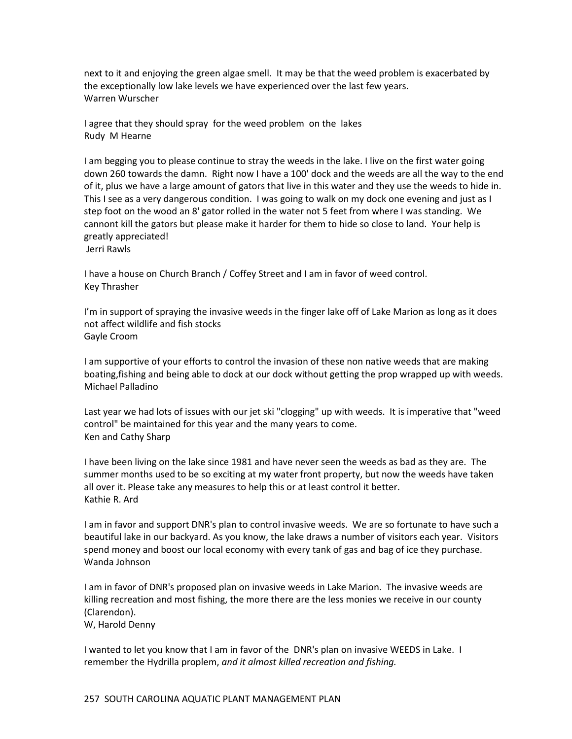next to it and enjoying the green algae smell. It may be that the weed problem is exacerbated by the exceptionally low lake levels we have experienced over the last few years.
Warren Wurscher

I agree that they should spray for the weed problem on the lakes
Rudy M Hearne

I am begging you to please continue to stray the weeds in the lake. I live on the first water going down 260 towards the damn. Right now I have a 100' dock and the weeds are all the way to the end of it, plus we have a large amount of gators that live in this water and they use the weeds to hide in. This I see as a very dangerous condition. I was going to walk on my dock one evening and just as I step foot on the wood an 8' gator rolled in the water not 5 feet from where I was standing. We cannont kill the gators but please make it harder for them to hide so close to land. Your help is greatly appreciated!
Jerri Rawls

I have a house on Church Branch / Coffey Street and I am in favor of weed control.
Key Thrasher

I'm in support of spraying the invasive weeds in the finger lake off of Lake Marion as long as it does not affect wildlife and fish stocks
Gayle Croom

I am supportive of your efforts to control the invasion of these non native weeds that are making boating,fishing and being able to dock at our dock without getting the prop wrapped up with weeds.
Michael Palladino

Last year we had lots of issues with our jet ski "clogging" up with weeds. It is imperative that "weed control" be maintained for this year and the many years to come.
Ken and Cathy Sharp

I have been living on the lake since 1981 and have never seen the weeds as bad as they are. The summer months used to be so exciting at my water front property, but now the weeds have taken all over it. Please take any measures to help this or at least control it better.
Kathie R. Ard

I am in favor and support DNR's plan to control invasive weeds. We are so fortunate to have such a beautiful lake in our backyard. As you know, the lake draws a number of visitors each year. Visitors spend money and boost our local economy with every tank of gas and bag of ice they purchase.
Wanda Johnson

I am in favor of DNR's proposed plan on invasive weeds in Lake Marion. The invasive weeds are killing recreation and most fishing, the more there are the less monies we receive in our county (Clarendon).
W, Harold Denny

I wanted to let you know that I am in favor of the DNR's plan on invasive WEEDS in Lake. I remember the Hydrilla proplem, *and it almost killed recreation and fishing.*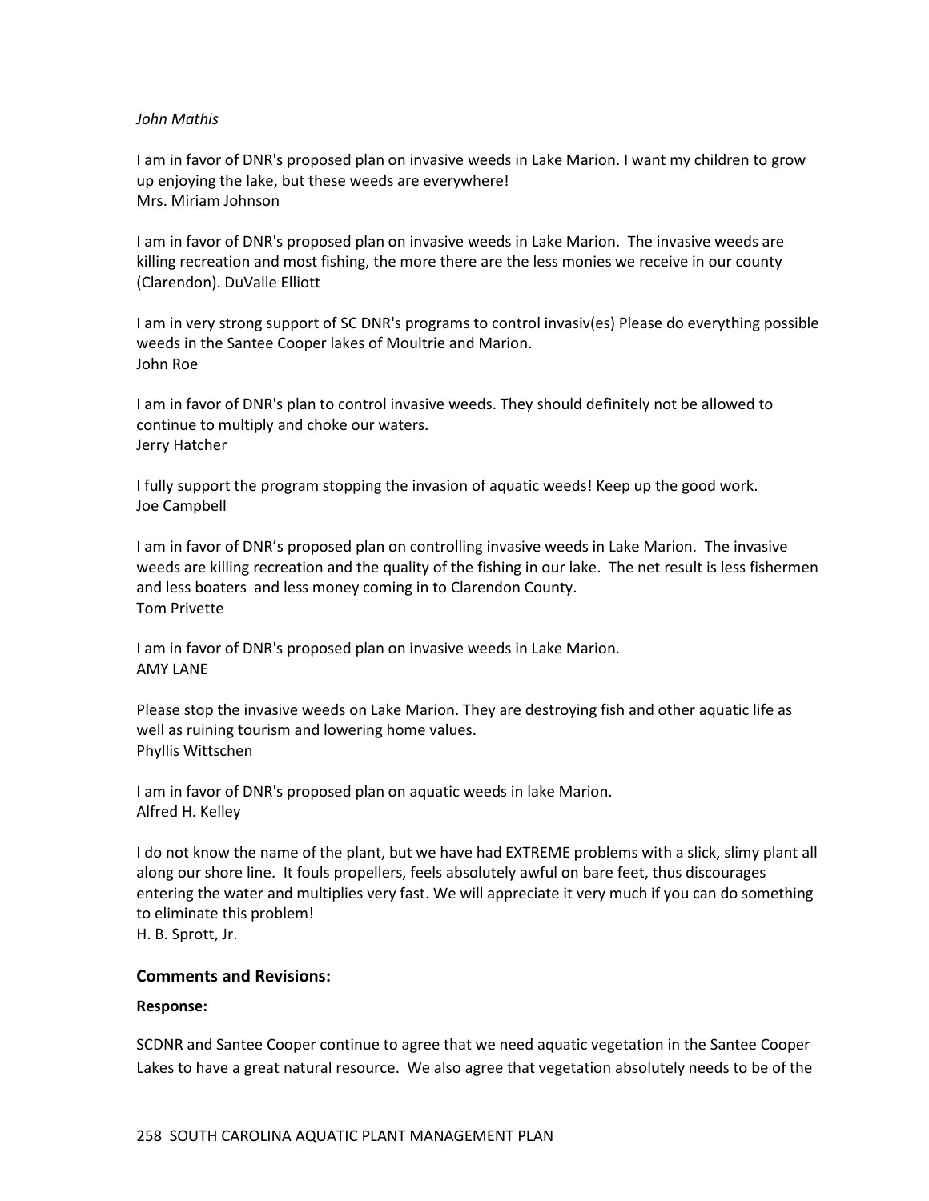*John Mathis*

I am in favor of DNR's proposed plan on invasive weeds in Lake Marion. I want my children to grow up enjoying the lake, but these weeds are everywhere!
Mrs. Miriam Johnson

I am in favor of DNR's proposed plan on invasive weeds in Lake Marion. The invasive weeds are killing recreation and most fishing, the more there are the less monies we receive in our county (Clarendon). DuValle Elliott

I am in very strong support of SC DNR's programs to control invasiv(es) Please do everything possible weeds in the Santee Cooper lakes of Moultrie and Marion.
John Roe

I am in favor of DNR's plan to control invasive weeds. They should definitely not be allowed to continue to multiply and choke our waters.
Jerry Hatcher

I fully support the program stopping the invasion of aquatic weeds! Keep up the good work.
Joe Campbell

I am in favor of DNR's proposed plan on controlling invasive weeds in Lake Marion. The invasive weeds are killing recreation and the quality of the fishing in our lake. The net result is less fishermen and less boaters and less money coming in to Clarendon County.
Tom Privette

I am in favor of DNR's proposed plan on invasive weeds in Lake Marion.
AMY LANE

Please stop the invasive weeds on Lake Marion. They are destroying fish and other aquatic life as well as ruining tourism and lowering home values.
Phyllis Wittschen

I am in favor of DNR's proposed plan on aquatic weeds in lake Marion.
Alfred H. Kelley

I do not know the name of the plant, but we have had EXTREME problems with a slick, slimy plant all along our shore line. It fouls propellers, feels absolutely awful on bare feet, thus discourages entering the water and multiplies very fast. We will appreciate it very much if you can do something to eliminate this problem!
H. B. Sprott, Jr.

### Comments and Revisions:

**Response:**

SCDNR and Santee Cooper continue to agree that we need aquatic vegetation in the Santee Cooper Lakes to have a great natural resource. We also agree that vegetation absolutely needs to be of the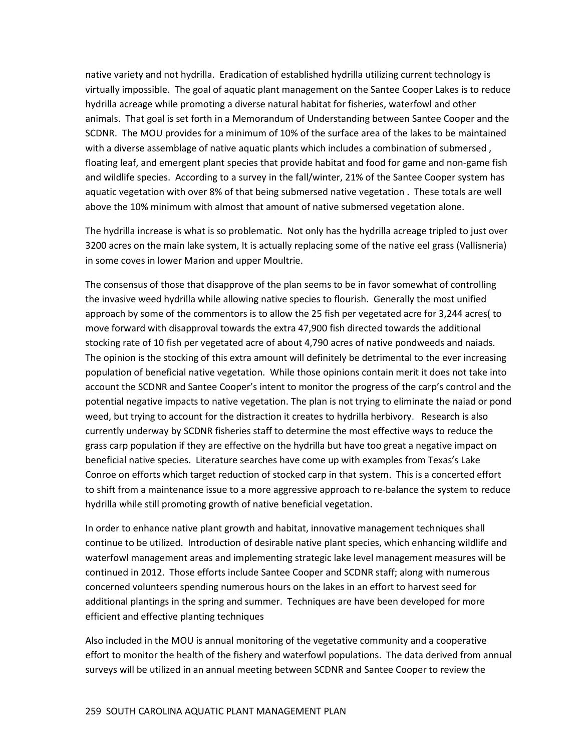native variety and not hydrilla. Eradication of established hydrilla utilizing current technology is virtually impossible. The goal of aquatic plant management on the Santee Cooper Lakes is to reduce hydrilla acreage while promoting a diverse natural habitat for fisheries, waterfowl and other animals. That goal is set forth in a Memorandum of Understanding between Santee Cooper and the SCDNR. The MOU provides for a minimum of 10% of the surface area of the lakes to be maintained with a diverse assemblage of native aquatic plants which includes a combination of submersed , floating leaf, and emergent plant species that provide habitat and food for game and non-game fish and wildlife species. According to a survey in the fall/winter, 21% of the Santee Cooper system has aquatic vegetation with over 8% of that being submersed native vegetation . These totals are well above the 10% minimum with almost that amount of native submersed vegetation alone.

The hydrilla increase is what is so problematic. Not only has the hydrilla acreage tripled to just over 3200 acres on the main lake system, It is actually replacing some of the native eel grass (Vallisneria) in some coves in lower Marion and upper Moultrie.

The consensus of those that disapprove of the plan seems to be in favor somewhat of controlling the invasive weed hydrilla while allowing native species to flourish. Generally the most unified approach by some of the commentors is to allow the 25 fish per vegetated acre for 3,244 acres( to move forward with disapproval towards the extra 47,900 fish directed towards the additional stocking rate of 10 fish per vegetated acre of about 4,790 acres of native pondweeds and naiads. The opinion is the stocking of this extra amount will definitely be detrimental to the ever increasing population of beneficial native vegetation. While those opinions contain merit it does not take into account the SCDNR and Santee Cooper's intent to monitor the progress of the carp's control and the potential negative impacts to native vegetation. The plan is not trying to eliminate the naiad or pond weed, but trying to account for the distraction it creates to hydrilla herbivory. Research is also currently underway by SCDNR fisheries staff to determine the most effective ways to reduce the grass carp population if they are effective on the hydrilla but have too great a negative impact on beneficial native species. Literature searches have come up with examples from Texas's Lake Conroe on efforts which target reduction of stocked carp in that system. This is a concerted effort to shift from a maintenance issue to a more aggressive approach to re-balance the system to reduce hydrilla while still promoting growth of native beneficial vegetation.

In order to enhance native plant growth and habitat, innovative management techniques shall continue to be utilized. Introduction of desirable native plant species, which enhancing wildlife and waterfowl management areas and implementing strategic lake level management measures will be continued in 2012. Those efforts include Santee Cooper and SCDNR staff; along with numerous concerned volunteers spending numerous hours on the lakes in an effort to harvest seed for additional plantings in the spring and summer. Techniques are have been developed for more efficient and effective planting techniques

Also included in the MOU is annual monitoring of the vegetative community and a cooperative effort to monitor the health of the fishery and waterfowl populations. The data derived from annual surveys will be utilized in an annual meeting between SCDNR and Santee Cooper to review the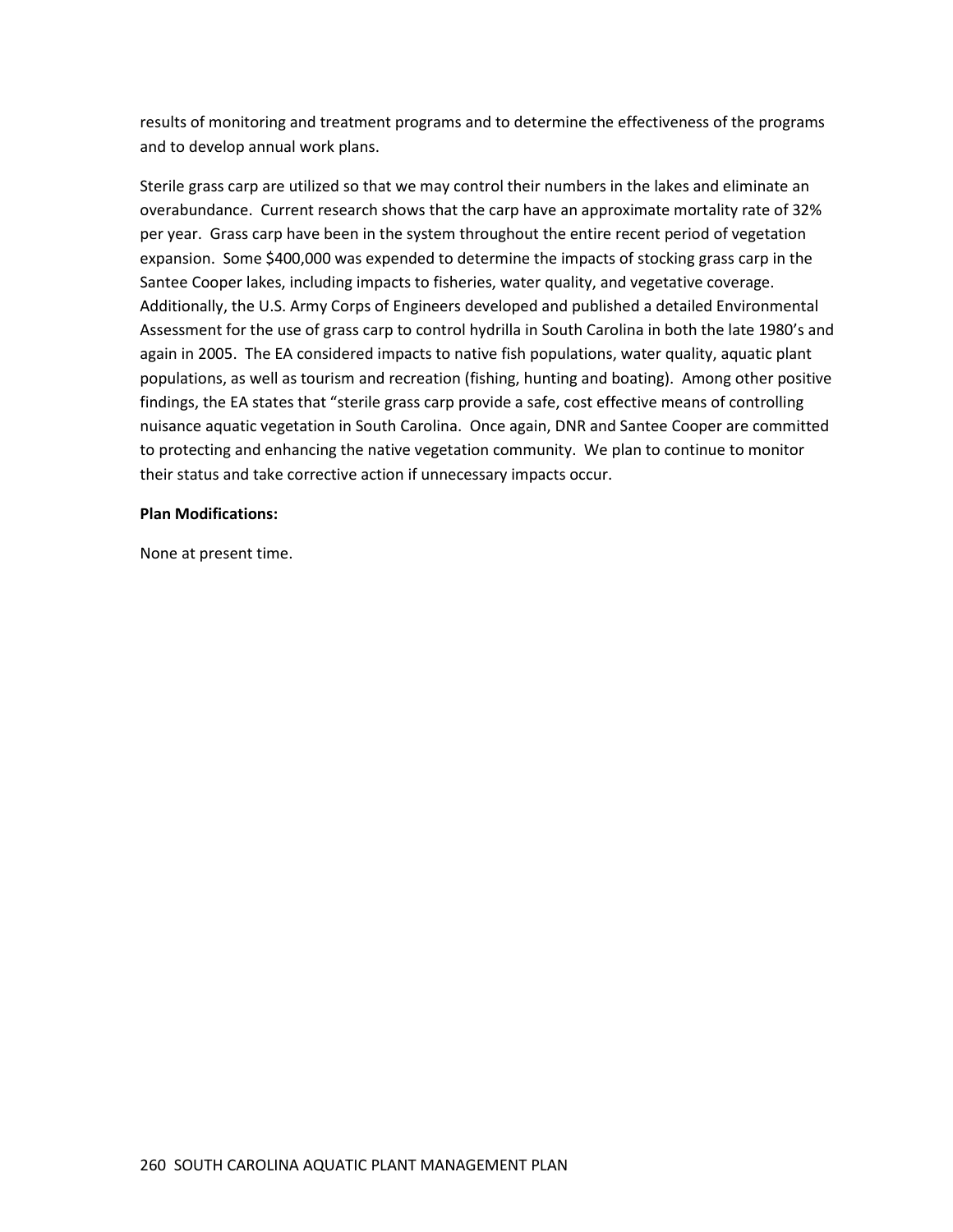results of monitoring and treatment programs and to determine the effectiveness of the programs and to develop annual work plans.

Sterile grass carp are utilized so that we may control their numbers in the lakes and eliminate an overabundance. Current research shows that the carp have an approximate mortality rate of 32% per year. Grass carp have been in the system throughout the entire recent period of vegetation expansion. Some $400,000 was expended to determine the impacts of stocking grass carp in the Santee Cooper lakes, including impacts to fisheries, water quality, and vegetative coverage. Additionally, the U.S. Army Corps of Engineers developed and published a detailed Environmental Assessment for the use of grass carp to control hydrilla in South Carolina in both the late 1980's and again in 2005. The EA considered impacts to native fish populations, water quality, aquatic plant populations, as well as tourism and recreation (fishing, hunting and boating). Among other positive findings, the EA states that "sterile grass carp provide a safe, cost effective means of controlling nuisance aquatic vegetation in South Carolina. Once again, DNR and Santee Cooper are committed to protecting and enhancing the native vegetation community. We plan to continue to monitor their status and take corrective action if unnecessary impacts occur.

**Plan Modifications:**

None at present time.